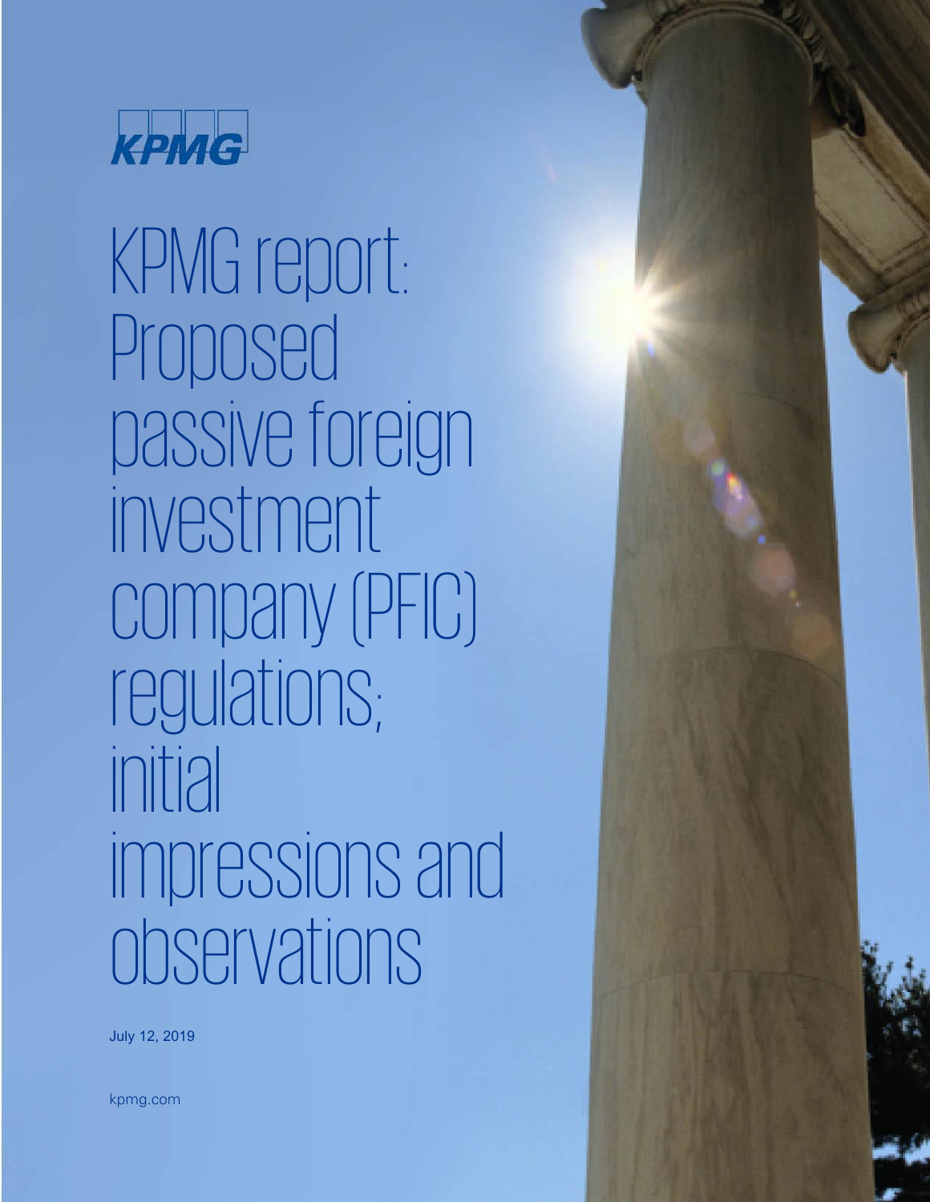KPMG

# KPMG report: Proposed passive foreign investment company (PFIC) regulations; initial impressions and observations

July 12, 2019

kpmg.com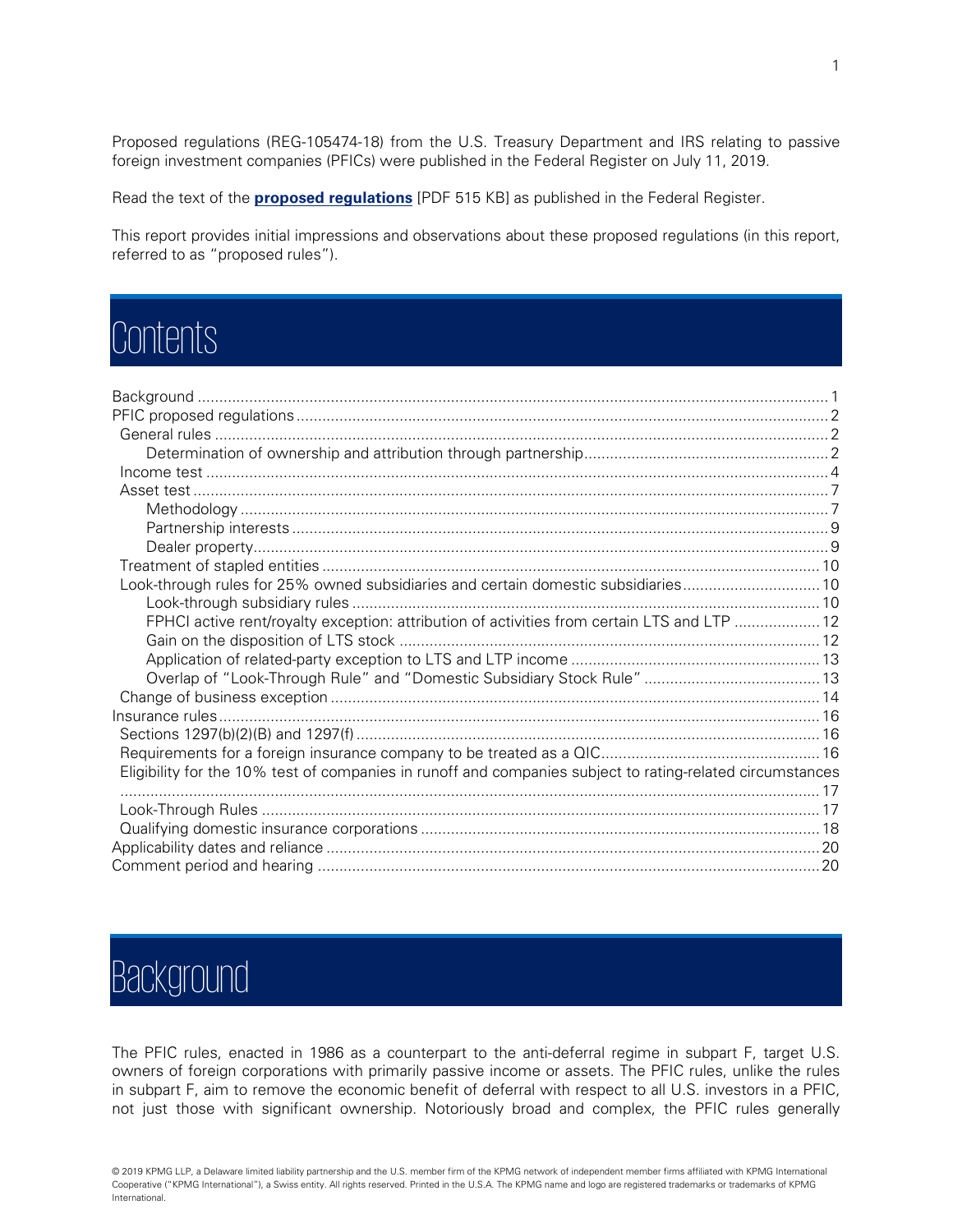Proposed regulations (REG-105474-18) from the U.S. Treasury Department and IRS relating to passive foreign investment companies (PFICs) were published in the Federal Register on July 11, 2019.

Read the text of the **proposed regulations** [PDF 515 KB] as published in the Federal Register.

This report provides initial impressions and observations about these proposed regulations (in this report, referred to as "proposed rules").

# Contents

- Background ..... 1
- PFIC proposed regulations ..... 2
  - General rules ..... 2
    - Determination of ownership and attribution through partnership ..... 2
  - Income test ..... 4
  - Asset test ..... 7
    - Methodology ..... 7
    - Partnership interests ..... 9
    - Dealer property ..... 9
  - Treatment of stapled entities ..... 10
  - Look-through rules for 25% owned subsidiaries and certain domestic subsidiaries ..... 10
    - Look-through subsidiary rules ..... 10
    - FPHCI active rent/royalty exception: attribution of activities from certain LTS and LTP ..... 12
    - Gain on the disposition of LTS stock ..... 12
    - Application of related-party exception to LTS and LTP income ..... 13
    - Overlap of "Look-Through Rule" and "Domestic Subsidiary Stock Rule" ..... 13
  - Change of business exception ..... 14
- Insurance rules ..... 16
  - Sections 1297(b)(2)(B) and 1297(f) ..... 16
  - Requirements for a foreign insurance company to be treated as a QIC ..... 16
  - Eligibility for the 10% test of companies in runoff and companies subject to rating-related circumstances ..... 17
  - Look-Through Rules ..... 17
  - Qualifying domestic insurance corporations ..... 18
- Applicability dates and reliance ..... 20
- Comment period and hearing ..... 20

# Background

The PFIC rules, enacted in 1986 as a counterpart to the anti-deferral regime in subpart F, target U.S. owners of foreign corporations with primarily passive income or assets. The PFIC rules, unlike the rules in subpart F, aim to remove the economic benefit of deferral with respect to all U.S. investors in a PFIC, not just those with significant ownership. Notoriously broad and complex, the PFIC rules generally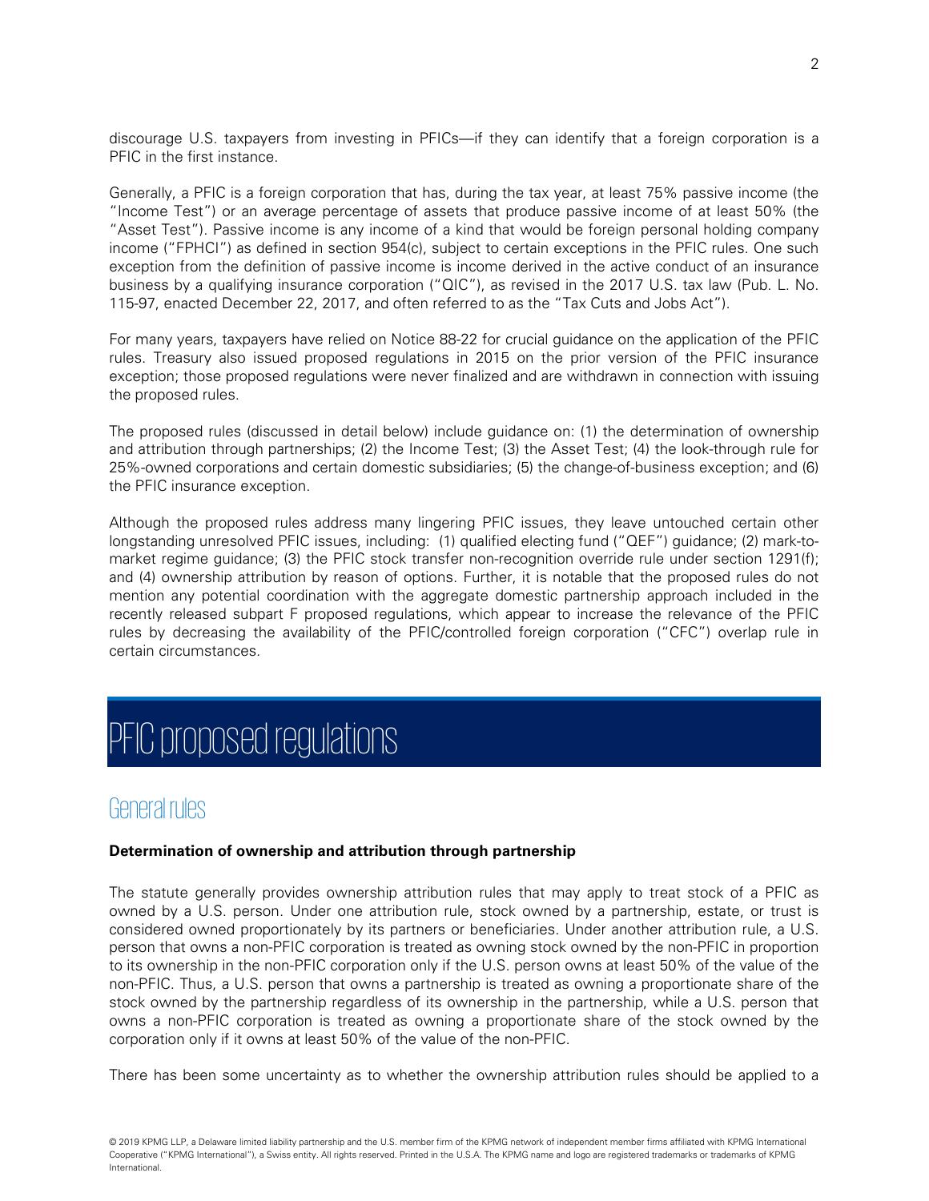discourage U.S. taxpayers from investing in PFICs—if they can identify that a foreign corporation is a PFIC in the first instance.

Generally, a PFIC is a foreign corporation that has, during the tax year, at least 75% passive income (the "Income Test") or an average percentage of assets that produce passive income of at least 50% (the "Asset Test"). Passive income is any income of a kind that would be foreign personal holding company income ("FPHCI") as defined in section 954(c), subject to certain exceptions in the PFIC rules. One such exception from the definition of passive income is income derived in the active conduct of an insurance business by a qualifying insurance corporation ("QIC"), as revised in the 2017 U.S. tax law (Pub. L. No. 115-97, enacted December 22, 2017, and often referred to as the "Tax Cuts and Jobs Act").

For many years, taxpayers have relied on Notice 88-22 for crucial guidance on the application of the PFIC rules. Treasury also issued proposed regulations in 2015 on the prior version of the PFIC insurance exception; those proposed regulations were never finalized and are withdrawn in connection with issuing the proposed rules.

The proposed rules (discussed in detail below) include guidance on: (1) the determination of ownership and attribution through partnerships; (2) the Income Test; (3) the Asset Test; (4) the look-through rule for 25%-owned corporations and certain domestic subsidiaries; (5) the change-of-business exception; and (6) the PFIC insurance exception.

Although the proposed rules address many lingering PFIC issues, they leave untouched certain other longstanding unresolved PFIC issues, including: (1) qualified electing fund ("QEF") guidance; (2) mark-to-market regime guidance; (3) the PFIC stock transfer non-recognition override rule under section 1291(f); and (4) ownership attribution by reason of options. Further, it is notable that the proposed rules do not mention any potential coordination with the aggregate domestic partnership approach included in the recently released subpart F proposed regulations, which appear to increase the relevance of the PFIC rules by decreasing the availability of the PFIC/controlled foreign corporation ("CFC") overlap rule in certain circumstances.

# PFIC proposed regulations

## General rules

### Determination of ownership and attribution through partnership

The statute generally provides ownership attribution rules that may apply to treat stock of a PFIC as owned by a U.S. person. Under one attribution rule, stock owned by a partnership, estate, or trust is considered owned proportionately by its partners or beneficiaries. Under another attribution rule, a U.S. person that owns a non-PFIC corporation is treated as owning stock owned by the non-PFIC in proportion to its ownership in the non-PFIC corporation only if the U.S. person owns at least 50% of the value of the non-PFIC. Thus, a U.S. person that owns a partnership is treated as owning a proportionate share of the stock owned by the partnership regardless of its ownership in the partnership, while a U.S. person that owns a non-PFIC corporation is treated as owning a proportionate share of the stock owned by the corporation only if it owns at least 50% of the value of the non-PFIC.

There has been some uncertainty as to whether the ownership attribution rules should be applied to a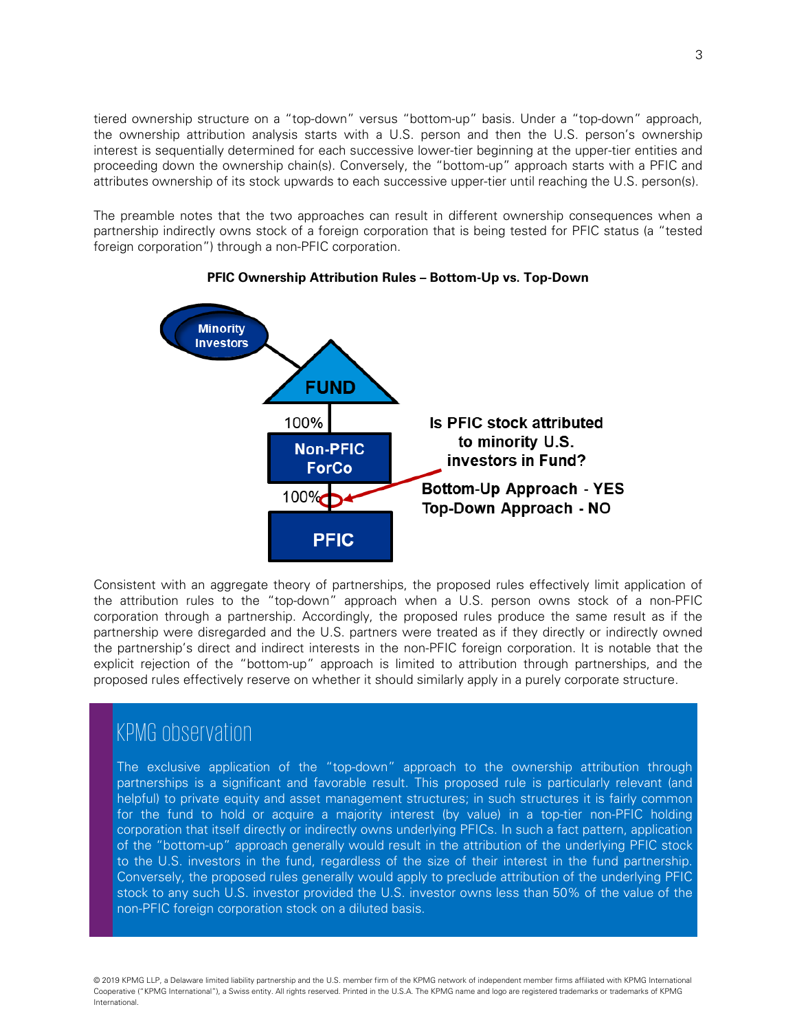tiered ownership structure on a "top-down" versus "bottom-up" basis. Under a "top-down" approach, the ownership attribution analysis starts with a U.S. person and then the U.S. person's ownership interest is sequentially determined for each successive lower-tier beginning at the upper-tier entities and proceeding down the ownership chain(s). Conversely, the "bottom-up" approach starts with a PFIC and attributes ownership of its stock upwards to each successive upper-tier until reaching the U.S. person(s).

The preamble notes that the two approaches can result in different ownership consequences when a partnership indirectly owns stock of a foreign corporation that is being tested for PFIC status (a "tested foreign corporation") through a non-PFIC corporation.

**PFIC Ownership Attribution Rules – Bottom-Up vs. Top-Down**

Minority Investors

FUND

100%

Non-PFIC ForCo

100%

PFIC

**Is PFIC stock attributed to minority U.S. investors in Fund?**

**Bottom-Up Approach - YES**
**Top-Down Approach - NO**

Consistent with an aggregate theory of partnerships, the proposed rules effectively limit application of the attribution rules to the "top-down" approach when a U.S. person owns stock of a non-PFIC corporation through a partnership. Accordingly, the proposed rules produce the same result as if the partnership were disregarded and the U.S. partners were treated as if they directly or indirectly owned the partnership's direct and indirect interests in the non-PFIC foreign corporation. It is notable that the explicit rejection of the "bottom-up" approach is limited to attribution through partnerships, and the proposed rules effectively reserve on whether it should similarly apply in a purely corporate structure.

## KPMG observation

The exclusive application of the "top-down" approach to the ownership attribution through partnerships is a significant and favorable result. This proposed rule is particularly relevant (and helpful) to private equity and asset management structures; in such structures it is fairly common for the fund to hold or acquire a majority interest (by value) in a top-tier non-PFIC holding corporation that itself directly or indirectly owns underlying PFICs. In such a fact pattern, application of the "bottom-up" approach generally would result in the attribution of the underlying PFIC stock to the U.S. investors in the fund, regardless of the size of their interest in the fund partnership. Conversely, the proposed rules generally would apply to preclude attribution of the underlying PFIC stock to any such U.S. investor provided the U.S. investor owns less than 50% of the value of the non-PFIC foreign corporation stock on a diluted basis.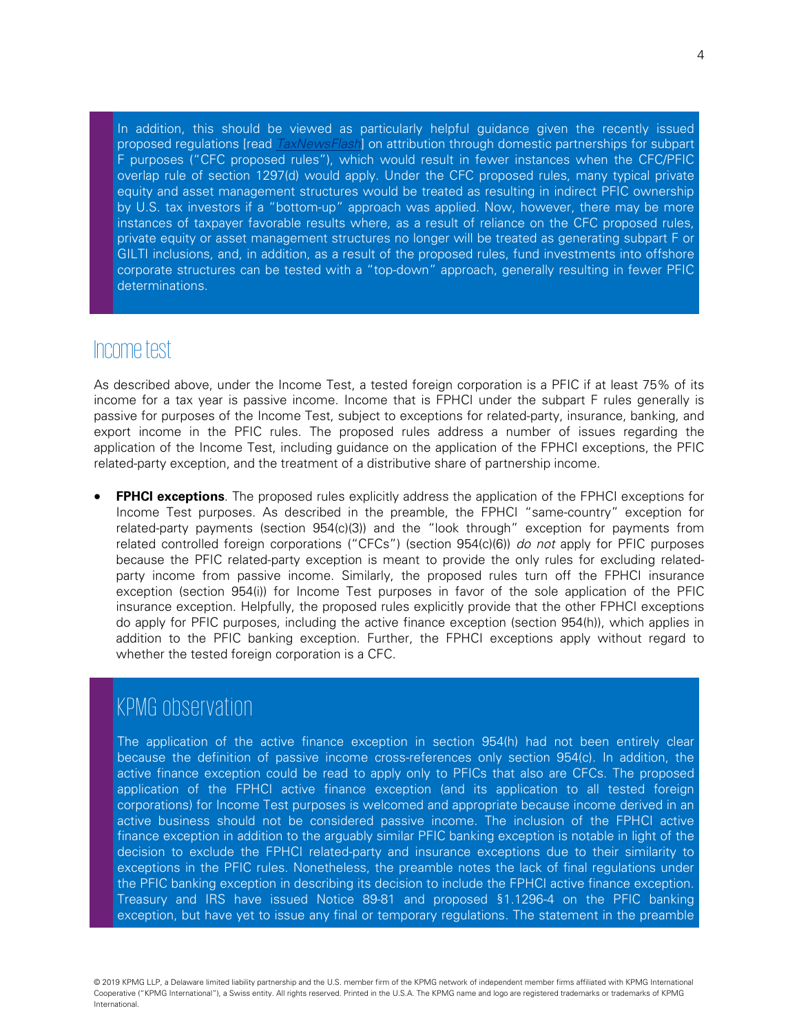In addition, this should be viewed as particularly helpful guidance given the recently issued proposed regulations [read *TaxNewsFlash*] on attribution through domestic partnerships for subpart F purposes ("CFC proposed rules"), which would result in fewer instances when the CFC/PFIC overlap rule of section 1297(d) would apply. Under the CFC proposed rules, many typical private equity and asset management structures would be treated as resulting in indirect PFIC ownership by U.S. tax investors if a "bottom-up" approach was applied. Now, however, there may be more instances of taxpayer favorable results where, as a result of reliance on the CFC proposed rules, private equity or asset management structures no longer will be treated as generating subpart F or GILTI inclusions, and, in addition, as a result of the proposed rules, fund investments into offshore corporate structures can be tested with a "top-down" approach, generally resulting in fewer PFIC determinations.

## Income test

As described above, under the Income Test, a tested foreign corporation is a PFIC if at least 75% of its income for a tax year is passive income. Income that is FPHCI under the subpart F rules generally is passive for purposes of the Income Test, subject to exceptions for related-party, insurance, banking, and export income in the PFIC rules. The proposed rules address a number of issues regarding the application of the Income Test, including guidance on the application of the FPHCI exceptions, the PFIC related-party exception, and the treatment of a distributive share of partnership income.

- **FPHCI exceptions**. The proposed rules explicitly address the application of the FPHCI exceptions for Income Test purposes. As described in the preamble, the FPHCI "same-country" exception for related-party payments (section 954(c)(3)) and the "look through" exception for payments from related controlled foreign corporations ("CFCs") (section 954(c)(6)) *do not* apply for PFIC purposes because the PFIC related-party exception is meant to provide the only rules for excluding related-party income from passive income. Similarly, the proposed rules turn off the FPHCI insurance exception (section 954(i)) for Income Test purposes in favor of the sole application of the PFIC insurance exception. Helpfully, the proposed rules explicitly provide that the other FPHCI exceptions do apply for PFIC purposes, including the active finance exception (section 954(h)), which applies in addition to the PFIC banking exception. Further, the FPHCI exceptions apply without regard to whether the tested foreign corporation is a CFC.

## KPMG observation

The application of the active finance exception in section 954(h) had not been entirely clear because the definition of passive income cross-references only section 954(c). In addition, the active finance exception could be read to apply only to PFICs that also are CFCs. The proposed application of the FPHCI active finance exception (and its application to all tested foreign corporations) for Income Test purposes is welcomed and appropriate because income derived in an active business should not be considered passive income. The inclusion of the FPHCI active finance exception in addition to the arguably similar PFIC banking exception is notable in light of the decision to exclude the FPHCI related-party and insurance exceptions due to their similarity to exceptions in the PFIC rules. Nonetheless, the preamble notes the lack of final regulations under the PFIC banking exception in describing its decision to include the FPHCI active finance exception. Treasury and IRS have issued Notice 89-81 and proposed §1.1296-4 on the PFIC banking exception, but have yet to issue any final or temporary regulations. The statement in the preamble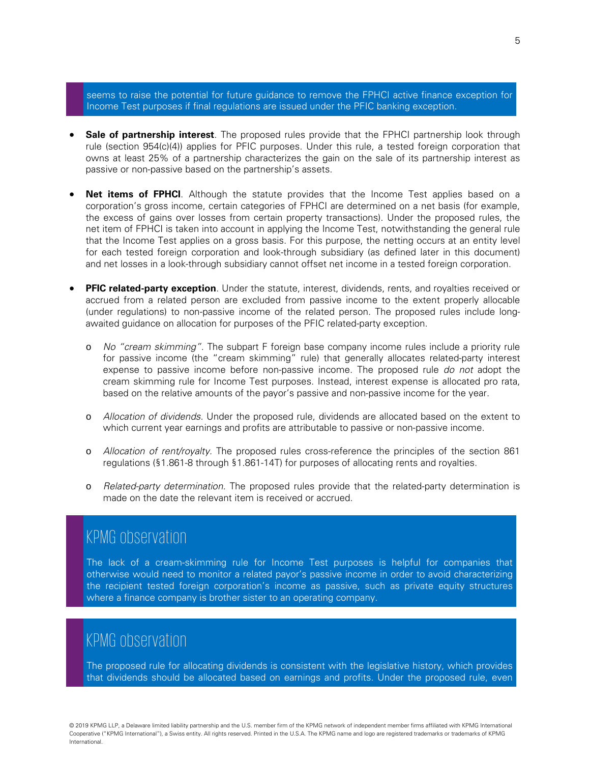seems to raise the potential for future guidance to remove the FPHCI active finance exception for Income Test purposes if final regulations are issued under the PFIC banking exception.

- **Sale of partnership interest**. The proposed rules provide that the FPHCI partnership look through rule (section 954(c)(4)) applies for PFIC purposes. Under this rule, a tested foreign corporation that owns at least 25% of a partnership characterizes the gain on the sale of its partnership interest as passive or non-passive based on the partnership's assets.

- **Net items of FPHCI**. Although the statute provides that the Income Test applies based on a corporation's gross income, certain categories of FPHCI are determined on a net basis (for example, the excess of gains over losses from certain property transactions). Under the proposed rules, the net item of FPHCI is taken into account in applying the Income Test, notwithstanding the general rule that the Income Test applies on a gross basis. For this purpose, the netting occurs at an entity level for each tested foreign corporation and look-through subsidiary (as defined later in this document) and net losses in a look-through subsidiary cannot offset net income in a tested foreign corporation.

- **PFIC related-party exception**. Under the statute, interest, dividends, rents, and royalties received or accrued from a related person are excluded from passive income to the extent properly allocable (under regulations) to non-passive income of the related person. The proposed rules include long-awaited guidance on allocation for purposes of the PFIC related-party exception.
  - *No "cream skimming"*. The subpart F foreign base company income rules include a priority rule for passive income (the "cream skimming" rule) that generally allocates related-party interest expense to passive income before non-passive income. The proposed rule *do not* adopt the cream skimming rule for Income Test purposes. Instead, interest expense is allocated pro rata, based on the relative amounts of the payor's passive and non-passive income for the year.
  - *Allocation of dividends*. Under the proposed rule, dividends are allocated based on the extent to which current year earnings and profits are attributable to passive or non-passive income.
  - *Allocation of rent/royalty*. The proposed rules cross-reference the principles of the section 861 regulations (§1.861-8 through §1.861-14T) for purposes of allocating rents and royalties.
  - *Related-party determination*. The proposed rules provide that the related-party determination is made on the date the relevant item is received or accrued.

## KPMG observation

The lack of a cream-skimming rule for Income Test purposes is helpful for companies that otherwise would need to monitor a related payor's passive income in order to avoid characterizing the recipient tested foreign corporation's income as passive, such as private equity structures where a finance company is brother sister to an operating company.

## KPMG observation

The proposed rule for allocating dividends is consistent with the legislative history, which provides that dividends should be allocated based on earnings and profits. Under the proposed rule, even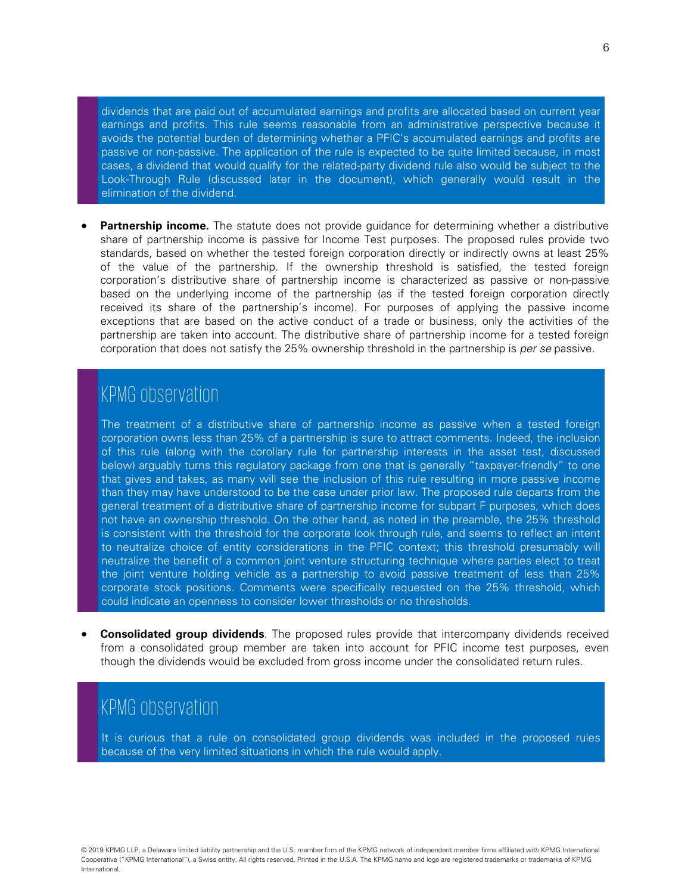dividends that are paid out of accumulated earnings and profits are allocated based on current year earnings and profits. This rule seems reasonable from an administrative perspective because it avoids the potential burden of determining whether a PFIC's accumulated earnings and profits are passive or non-passive. The application of the rule is expected to be quite limited because, in most cases, a dividend that would qualify for the related-party dividend rule also would be subject to the Look-Through Rule (discussed later in the document), which generally would result in the elimination of the dividend.

- **Partnership income.** The statute does not provide guidance for determining whether a distributive share of partnership income is passive for Income Test purposes. The proposed rules provide two standards, based on whether the tested foreign corporation directly or indirectly owns at least 25% of the value of the partnership. If the ownership threshold is satisfied, the tested foreign corporation's distributive share of partnership income is characterized as passive or non-passive based on the underlying income of the partnership (as if the tested foreign corporation directly received its share of the partnership's income). For purposes of applying the passive income exceptions that are based on the active conduct of a trade or business, only the activities of the partnership are taken into account. The distributive share of partnership income for a tested foreign corporation that does not satisfy the 25% ownership threshold in the partnership is *per se* passive.

## KPMG observation

The treatment of a distributive share of partnership income as passive when a tested foreign corporation owns less than 25% of a partnership is sure to attract comments. Indeed, the inclusion of this rule (along with the corollary rule for partnership interests in the asset test, discussed below) arguably turns this regulatory package from one that is generally "taxpayer-friendly" to one that gives and takes, as many will see the inclusion of this rule resulting in more passive income than they may have understood to be the case under prior law. The proposed rule departs from the general treatment of a distributive share of partnership income for subpart F purposes, which does not have an ownership threshold. On the other hand, as noted in the preamble, the 25% threshold is consistent with the threshold for the corporate look through rule, and seems to reflect an intent to neutralize choice of entity considerations in the PFIC context; this threshold presumably will neutralize the benefit of a common joint venture structuring technique where parties elect to treat the joint venture holding vehicle as a partnership to avoid passive treatment of less than 25% corporate stock positions. Comments were specifically requested on the 25% threshold, which could indicate an openness to consider lower thresholds or no thresholds.

- **Consolidated group dividends**. The proposed rules provide that intercompany dividends received from a consolidated group member are taken into account for PFIC income test purposes, even though the dividends would be excluded from gross income under the consolidated return rules.

## KPMG observation

It is curious that a rule on consolidated group dividends was included in the proposed rules because of the very limited situations in which the rule would apply.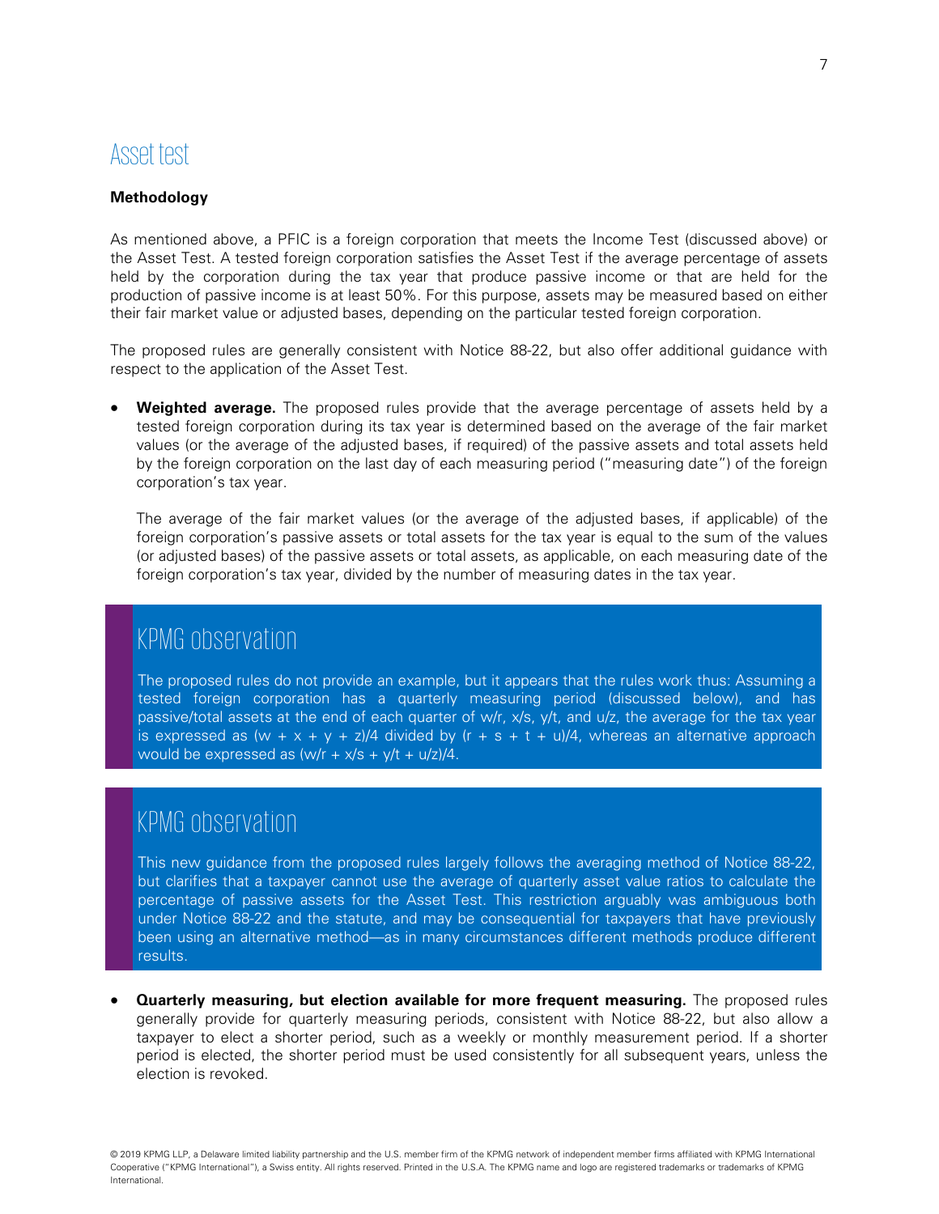## Asset test

**Methodology**

As mentioned above, a PFIC is a foreign corporation that meets the Income Test (discussed above) or the Asset Test. A tested foreign corporation satisfies the Asset Test if the average percentage of assets held by the corporation during the tax year that produce passive income or that are held for the production of passive income is at least 50%. For this purpose, assets may be measured based on either their fair market value or adjusted bases, depending on the particular tested foreign corporation.

The proposed rules are generally consistent with Notice 88-22, but also offer additional guidance with respect to the application of the Asset Test.

- **Weighted average.** The proposed rules provide that the average percentage of assets held by a tested foreign corporation during its tax year is determined based on the average of the fair market values (or the average of the adjusted bases, if required) of the passive assets and total assets held by the foreign corporation on the last day of each measuring period ("measuring date") of the foreign corporation's tax year.

  The average of the fair market values (or the average of the adjusted bases, if applicable) of the foreign corporation's passive assets or total assets for the tax year is equal to the sum of the values (or adjusted bases) of the passive assets or total assets, as applicable, on each measuring date of the foreign corporation's tax year, divided by the number of measuring dates in the tax year.

### KPMG observation

The proposed rules do not provide an example, but it appears that the rules work thus: Assuming a tested foreign corporation has a quarterly measuring period (discussed below), and has passive/total assets at the end of each quarter of $w/r$, $x/s$, $y/t$, and $u/z$, the average for the tax year is expressed as $(w + x + y + z)/4$ divided by $(r + s + t + u)/4$, whereas an alternative approach would be expressed as $(w/r + x/s + y/t + u/z)/4$.

### KPMG observation

This new guidance from the proposed rules largely follows the averaging method of Notice 88-22, but clarifies that a taxpayer cannot use the average of quarterly asset value ratios to calculate the percentage of passive assets for the Asset Test. This restriction arguably was ambiguous both under Notice 88-22 and the statute, and may be consequential for taxpayers that have previously been using an alternative method—as in many circumstances different methods produce different results.

- **Quarterly measuring, but election available for more frequent measuring.** The proposed rules generally provide for quarterly measuring periods, consistent with Notice 88-22, but also allow a taxpayer to elect a shorter period, such as a weekly or monthly measurement period. If a shorter period is elected, the shorter period must be used consistently for all subsequent years, unless the election is revoked.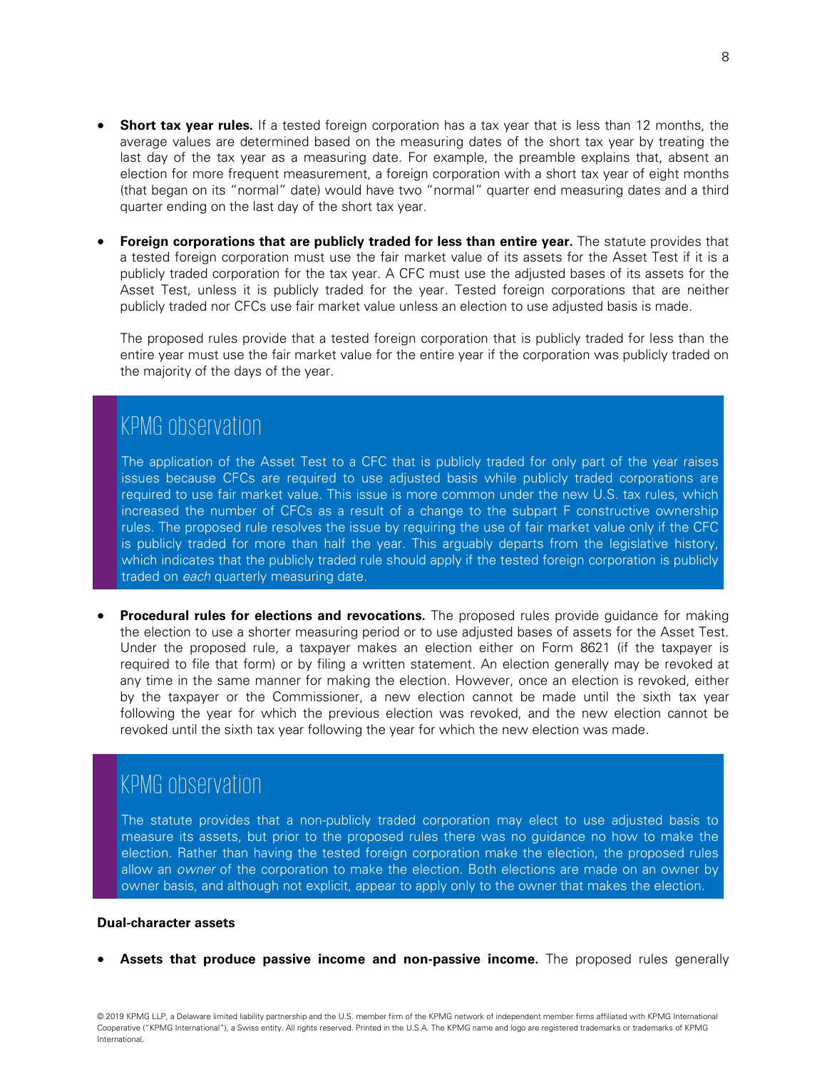- **Short tax year rules.** If a tested foreign corporation has a tax year that is less than 12 months, the average values are determined based on the measuring dates of the short tax year by treating the last day of the tax year as a measuring date. For example, the preamble explains that, absent an election for more frequent measurement, a foreign corporation with a short tax year of eight months (that began on its "normal" date) would have two "normal" quarter end measuring dates and a third quarter ending on the last day of the short tax year.

- **Foreign corporations that are publicly traded for less than entire year.** The statute provides that a tested foreign corporation must use the fair market value of its assets for the Asset Test if it is a publicly traded corporation for the tax year. A CFC must use the adjusted bases of its assets for the Asset Test, unless it is publicly traded for the year. Tested foreign corporations that are neither publicly traded nor CFCs use fair market value unless an election to use adjusted basis is made.

  The proposed rules provide that a tested foreign corporation that is publicly traded for less than the entire year must use the fair market value for the entire year if the corporation was publicly traded on the majority of the days of the year.

## KPMG observation

The application of the Asset Test to a CFC that is publicly traded for only part of the year raises issues because CFCs are required to use adjusted basis while publicly traded corporations are required to use fair market value. This issue is more common under the new U.S. tax rules, which increased the number of CFCs as a result of a change to the subpart F constructive ownership rules. The proposed rule resolves the issue by requiring the use of fair market value only if the CFC is publicly traded for more than half the year. This arguably departs from the legislative history, which indicates that the publicly traded rule should apply if the tested foreign corporation is publicly traded on *each* quarterly measuring date.

- **Procedural rules for elections and revocations.** The proposed rules provide guidance for making the election to use a shorter measuring period or to use adjusted bases of assets for the Asset Test. Under the proposed rule, a taxpayer makes an election either on Form 8621 (if the taxpayer is required to file that form) or by filing a written statement. An election generally may be revoked at any time in the same manner for making the election. However, once an election is revoked, either by the taxpayer or the Commissioner, a new election cannot be made until the sixth tax year following the year for which the previous election was revoked, and the new election cannot be revoked until the sixth tax year following the year for which the new election was made.

## KPMG observation

The statute provides that a non-publicly traded corporation may elect to use adjusted basis to measure its assets, but prior to the proposed rules there was no guidance no how to make the election. Rather than having the tested foreign corporation make the election, the proposed rules allow an *owner* of the corporation to make the election. Both elections are made on an owner by owner basis, and although not explicit, appear to apply only to the owner that makes the election.

**Dual-character assets**

- **Assets that produce passive income and non-passive income.** The proposed rules generally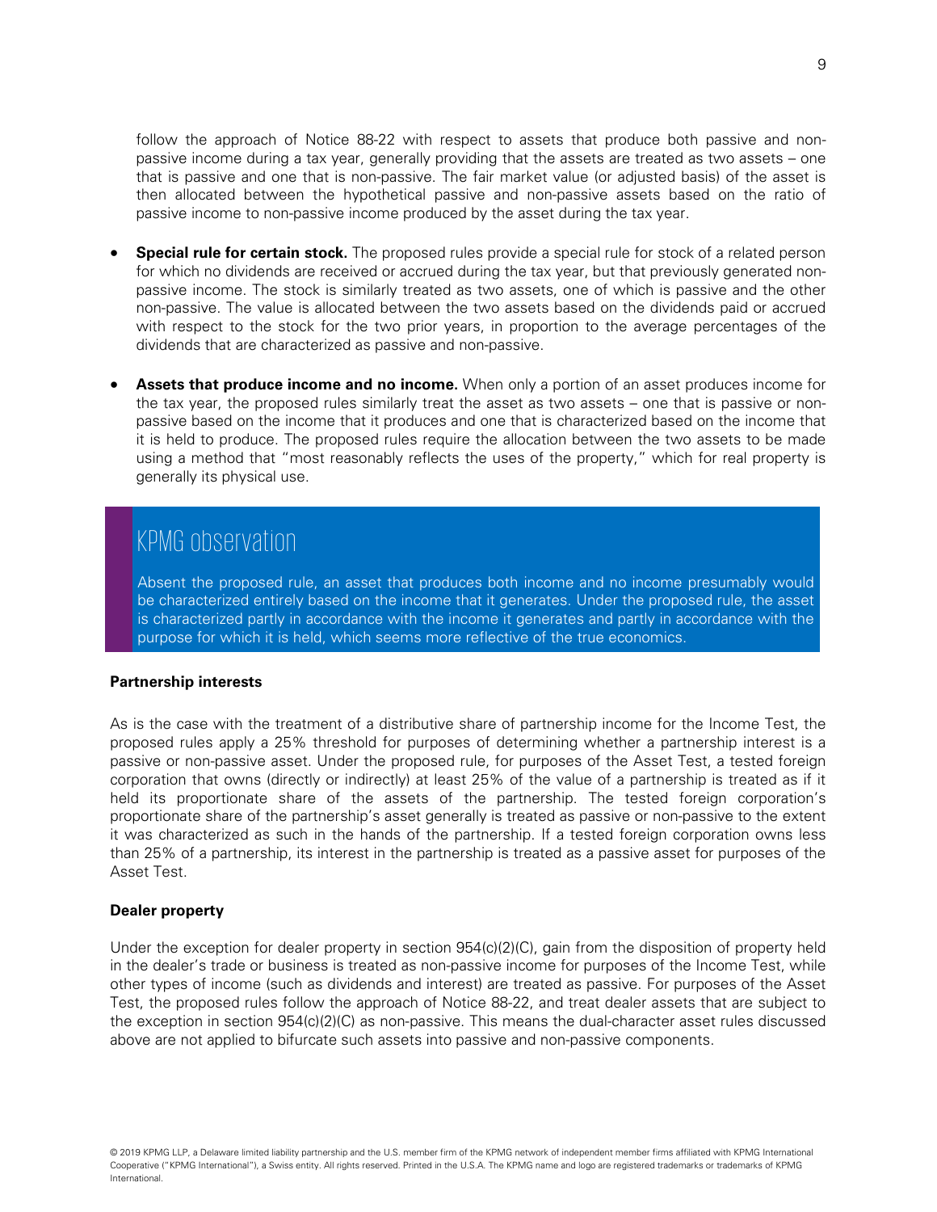follow the approach of Notice 88-22 with respect to assets that produce both passive and non-passive income during a tax year, generally providing that the assets are treated as two assets – one that is passive and one that is non-passive. The fair market value (or adjusted basis) of the asset is then allocated between the hypothetical passive and non-passive assets based on the ratio of passive income to non-passive income produced by the asset during the tax year.

- **Special rule for certain stock.** The proposed rules provide a special rule for stock of a related person for which no dividends are received or accrued during the tax year, but that previously generated non-passive income. The stock is similarly treated as two assets, one of which is passive and the other non-passive. The value is allocated between the two assets based on the dividends paid or accrued with respect to the stock for the two prior years, in proportion to the average percentages of the dividends that are characterized as passive and non-passive.

- **Assets that produce income and no income.** When only a portion of an asset produces income for the tax year, the proposed rules similarly treat the asset as two assets – one that is passive or non-passive based on the income that it produces and one that is characterized based on the income that it is held to produce. The proposed rules require the allocation between the two assets to be made using a method that "most reasonably reflects the uses of the property," which for real property is generally its physical use.

## KPMG observation

Absent the proposed rule, an asset that produces both income and no income presumably would be characterized entirely based on the income that it generates. Under the proposed rule, the asset is characterized partly in accordance with the income it generates and partly in accordance with the purpose for which it is held, which seems more reflective of the true economics.

**Partnership interests**

As is the case with the treatment of a distributive share of partnership income for the Income Test, the proposed rules apply a 25% threshold for purposes of determining whether a partnership interest is a passive or non-passive asset. Under the proposed rule, for purposes of the Asset Test, a tested foreign corporation that owns (directly or indirectly) at least 25% of the value of a partnership is treated as if it held its proportionate share of the assets of the partnership. The tested foreign corporation's proportionate share of the partnership's asset generally is treated as passive or non-passive to the extent it was characterized as such in the hands of the partnership. If a tested foreign corporation owns less than 25% of a partnership, its interest in the partnership is treated as a passive asset for purposes of the Asset Test.

**Dealer property**

Under the exception for dealer property in section 954(c)(2)(C), gain from the disposition of property held in the dealer's trade or business is treated as non-passive income for purposes of the Income Test, while other types of income (such as dividends and interest) are treated as passive. For purposes of the Asset Test, the proposed rules follow the approach of Notice 88-22, and treat dealer assets that are subject to the exception in section 954(c)(2)(C) as non-passive. This means the dual-character asset rules discussed above are not applied to bifurcate such assets into passive and non-passive components.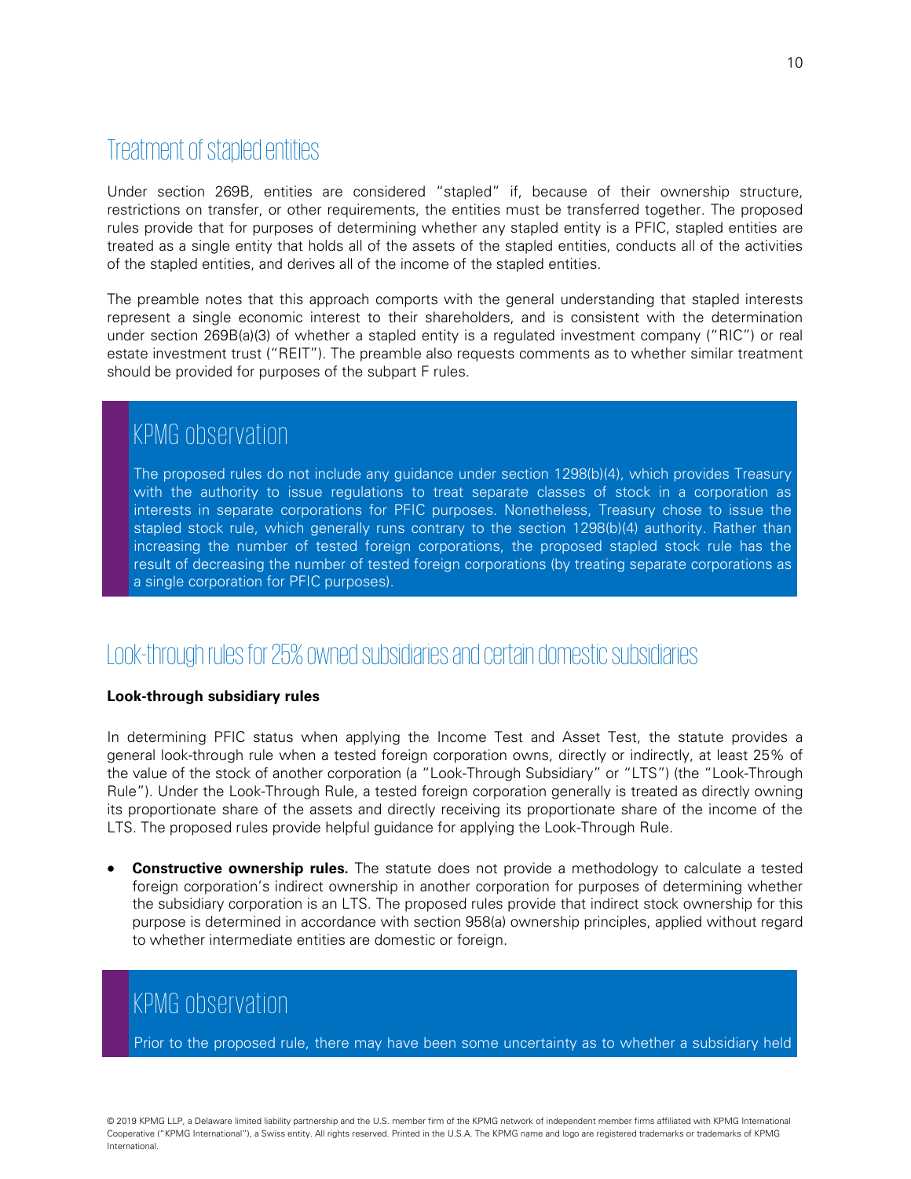## Treatment of stapled entities

Under section 269B, entities are considered "stapled" if, because of their ownership structure, restrictions on transfer, or other requirements, the entities must be transferred together. The proposed rules provide that for purposes of determining whether any stapled entity is a PFIC, stapled entities are treated as a single entity that holds all of the assets of the stapled entities, conducts all of the activities of the stapled entities, and derives all of the income of the stapled entities.

The preamble notes that this approach comports with the general understanding that stapled interests represent a single economic interest to their shareholders, and is consistent with the determination under section 269B(a)(3) of whether a stapled entity is a regulated investment company ("RIC") or real estate investment trust ("REIT"). The preamble also requests comments as to whether similar treatment should be provided for purposes of the subpart F rules.

### KPMG observation

The proposed rules do not include any guidance under section 1298(b)(4), which provides Treasury with the authority to issue regulations to treat separate classes of stock in a corporation as interests in separate corporations for PFIC purposes. Nonetheless, Treasury chose to issue the stapled stock rule, which generally runs contrary to the section 1298(b)(4) authority. Rather than increasing the number of tested foreign corporations, the proposed stapled stock rule has the result of decreasing the number of tested foreign corporations (by treating separate corporations as a single corporation for PFIC purposes).

## Look-through rules for 25% owned subsidiaries and certain domestic subsidiaries

**Look-through subsidiary rules**

In determining PFIC status when applying the Income Test and Asset Test, the statute provides a general look-through rule when a tested foreign corporation owns, directly or indirectly, at least 25% of the value of the stock of another corporation (a "Look-Through Subsidiary" or "LTS") (the "Look-Through Rule"). Under the Look-Through Rule, a tested foreign corporation generally is treated as directly owning its proportionate share of the assets and directly receiving its proportionate share of the income of the LTS. The proposed rules provide helpful guidance for applying the Look-Through Rule.

- **Constructive ownership rules.** The statute does not provide a methodology to calculate a tested foreign corporation's indirect ownership in another corporation for purposes of determining whether the subsidiary corporation is an LTS. The proposed rules provide that indirect stock ownership for this purpose is determined in accordance with section 958(a) ownership principles, applied without regard to whether intermediate entities are domestic or foreign.

### KPMG observation

Prior to the proposed rule, there may have been some uncertainty as to whether a subsidiary held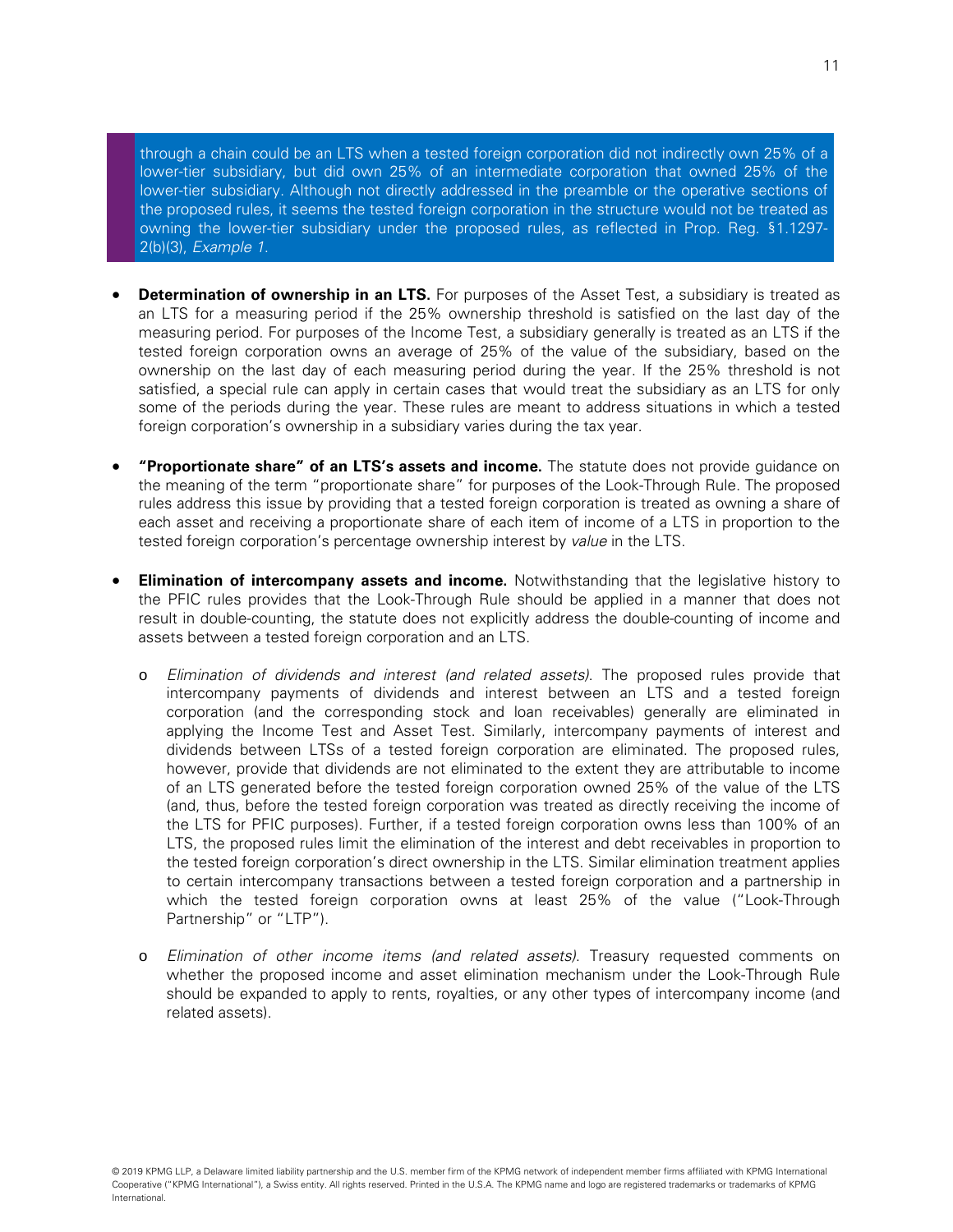> through a chain could be an LTS when a tested foreign corporation did not indirectly own 25% of a lower-tier subsidiary, but did own 25% of an intermediate corporation that owned 25% of the lower-tier subsidiary. Although not directly addressed in the preamble or the operative sections of the proposed rules, it seems the tested foreign corporation in the structure would not be treated as owning the lower-tier subsidiary under the proposed rules, as reflected in Prop. Reg. §1.1297-2(b)(3), *Example 1*.

- **Determination of ownership in an LTS.** For purposes of the Asset Test, a subsidiary is treated as an LTS for a measuring period if the 25% ownership threshold is satisfied on the last day of the measuring period. For purposes of the Income Test, a subsidiary generally is treated as an LTS if the tested foreign corporation owns an average of 25% of the value of the subsidiary, based on the ownership on the last day of each measuring period during the year. If the 25% threshold is not satisfied, a special rule can apply in certain cases that would treat the subsidiary as an LTS for only some of the periods during the year. These rules are meant to address situations in which a tested foreign corporation's ownership in a subsidiary varies during the tax year.

- **"Proportionate share" of an LTS's assets and income.** The statute does not provide guidance on the meaning of the term "proportionate share" for purposes of the Look-Through Rule. The proposed rules address this issue by providing that a tested foreign corporation is treated as owning a share of each asset and receiving a proportionate share of each item of income of a LTS in proportion to the tested foreign corporation's percentage ownership interest by *value* in the LTS.

- **Elimination of intercompany assets and income.** Notwithstanding that the legislative history to the PFIC rules provides that the Look-Through Rule should be applied in a manner that does not result in double-counting, the statute does not explicitly address the double-counting of income and assets between a tested foreign corporation and an LTS.

  - *Elimination of dividends and interest (and related assets).* The proposed rules provide that intercompany payments of dividends and interest between an LTS and a tested foreign corporation (and the corresponding stock and loan receivables) generally are eliminated in applying the Income Test and Asset Test. Similarly, intercompany payments of interest and dividends between LTSs of a tested foreign corporation are eliminated. The proposed rules, however, provide that dividends are not eliminated to the extent they are attributable to income of an LTS generated before the tested foreign corporation owned 25% of the value of the LTS (and, thus, before the tested foreign corporation was treated as directly receiving the income of the LTS for PFIC purposes). Further, if a tested foreign corporation owns less than 100% of an LTS, the proposed rules limit the elimination of the interest and debt receivables in proportion to the tested foreign corporation's direct ownership in the LTS. Similar elimination treatment applies to certain intercompany transactions between a tested foreign corporation and a partnership in which the tested foreign corporation owns at least 25% of the value ("Look-Through Partnership" or "LTP").

  - *Elimination of other income items (and related assets).* Treasury requested comments on whether the proposed income and asset elimination mechanism under the Look-Through Rule should be expanded to apply to rents, royalties, or any other types of intercompany income (and related assets).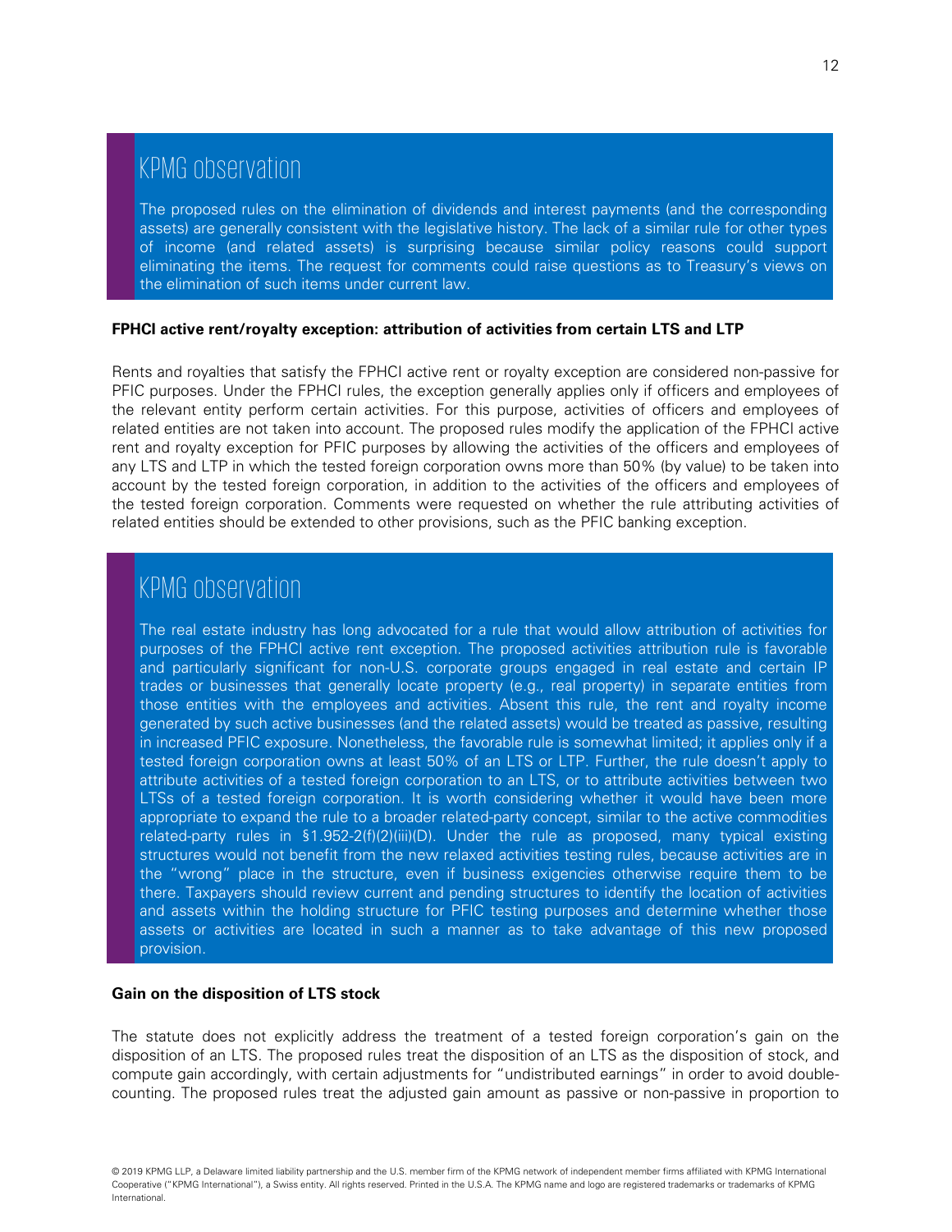## KPMG observation

The proposed rules on the elimination of dividends and interest payments (and the corresponding assets) are generally consistent with the legislative history. The lack of a similar rule for other types of income (and related assets) is surprising because similar policy reasons could support eliminating the items. The request for comments could raise questions as to Treasury's views on the elimination of such items under current law.

**FPHCI active rent/royalty exception: attribution of activities from certain LTS and LTP**

Rents and royalties that satisfy the FPHCI active rent or royalty exception are considered non-passive for PFIC purposes. Under the FPHCI rules, the exception generally applies only if officers and employees of the relevant entity perform certain activities. For this purpose, activities of officers and employees of related entities are not taken into account. The proposed rules modify the application of the FPHCI active rent and royalty exception for PFIC purposes by allowing the activities of the officers and employees of any LTS and LTP in which the tested foreign corporation owns more than 50% (by value) to be taken into account by the tested foreign corporation, in addition to the activities of the officers and employees of the tested foreign corporation. Comments were requested on whether the rule attributing activities of related entities should be extended to other provisions, such as the PFIC banking exception.

## KPMG observation

The real estate industry has long advocated for a rule that would allow attribution of activities for purposes of the FPHCI active rent exception. The proposed activities attribution rule is favorable and particularly significant for non-U.S. corporate groups engaged in real estate and certain IP trades or businesses that generally locate property (e.g., real property) in separate entities from those entities with the employees and activities. Absent this rule, the rent and royalty income generated by such active businesses (and the related assets) would be treated as passive, resulting in increased PFIC exposure. Nonetheless, the favorable rule is somewhat limited; it applies only if a tested foreign corporation owns at least 50% of an LTS or LTP. Further, the rule doesn't apply to attribute activities of a tested foreign corporation to an LTS, or to attribute activities between two LTSs of a tested foreign corporation. It is worth considering whether it would have been more appropriate to expand the rule to a broader related-party concept, similar to the active commodities related-party rules in §1.952-2(f)(2)(iii)(D). Under the rule as proposed, many typical existing structures would not benefit from the new relaxed activities testing rules, because activities are in the "wrong" place in the structure, even if business exigencies otherwise require them to be there. Taxpayers should review current and pending structures to identify the location of activities and assets within the holding structure for PFIC testing purposes and determine whether those assets or activities are located in such a manner as to take advantage of this new proposed provision.

**Gain on the disposition of LTS stock**

The statute does not explicitly address the treatment of a tested foreign corporation's gain on the disposition of an LTS. The proposed rules treat the disposition of an LTS as the disposition of stock, and compute gain accordingly, with certain adjustments for "undistributed earnings" in order to avoid double-counting. The proposed rules treat the adjusted gain amount as passive or non-passive in proportion to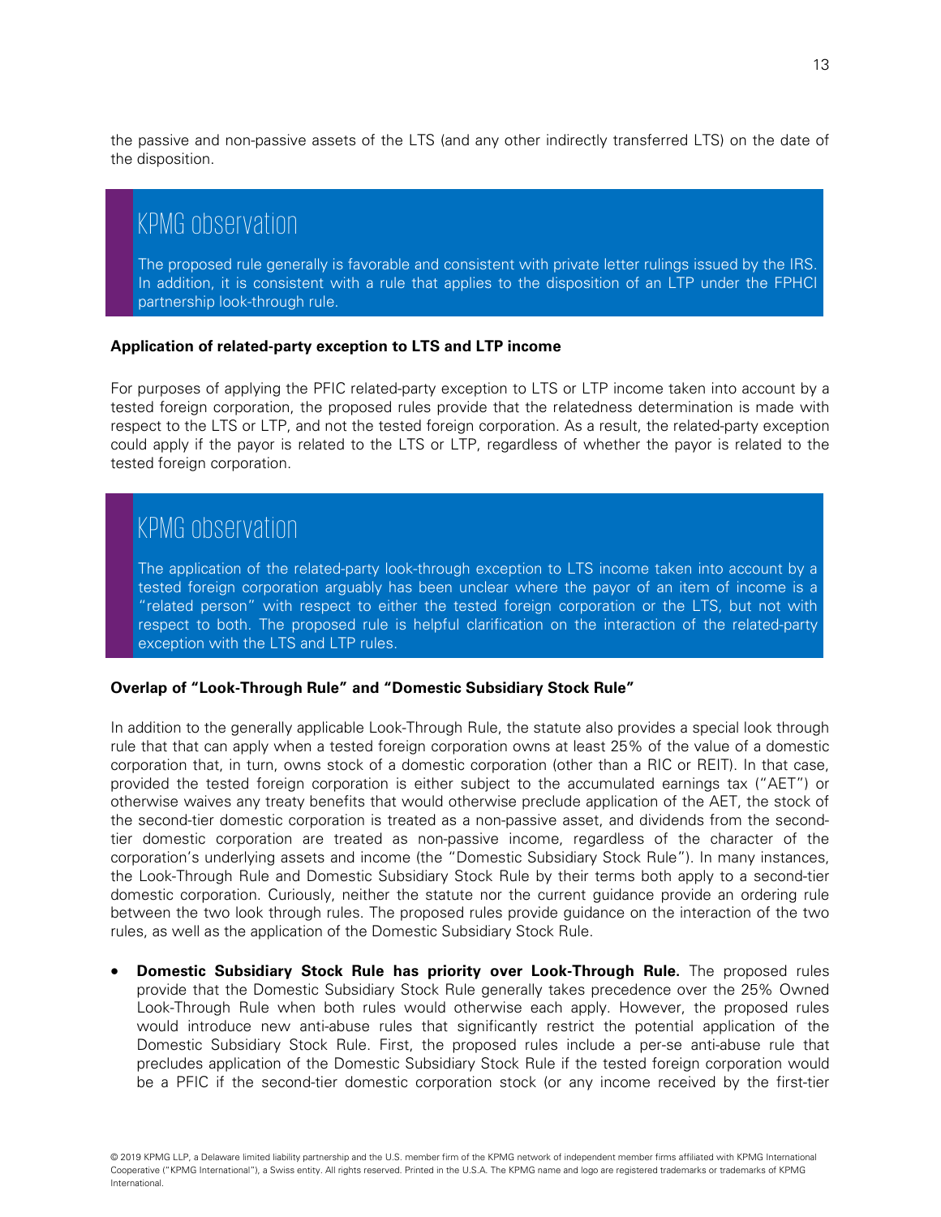the passive and non-passive assets of the LTS (and any other indirectly transferred LTS) on the date of the disposition.

> ## KPMG observation
>
> The proposed rule generally is favorable and consistent with private letter rulings issued by the IRS. In addition, it is consistent with a rule that applies to the disposition of an LTP under the FPHCI partnership look-through rule.

**Application of related-party exception to LTS and LTP income**

For purposes of applying the PFIC related-party exception to LTS or LTP income taken into account by a tested foreign corporation, the proposed rules provide that the relatedness determination is made with respect to the LTS or LTP, and not the tested foreign corporation. As a result, the related-party exception could apply if the payor is related to the LTS or LTP, regardless of whether the payor is related to the tested foreign corporation.

> ## KPMG observation
>
> The application of the related-party look-through exception to LTS income taken into account by a tested foreign corporation arguably has been unclear where the payor of an item of income is a "related person" with respect to either the tested foreign corporation or the LTS, but not with respect to both. The proposed rule is helpful clarification on the interaction of the related-party exception with the LTS and LTP rules.

**Overlap of "Look-Through Rule" and "Domestic Subsidiary Stock Rule"**

In addition to the generally applicable Look-Through Rule, the statute also provides a special look through rule that that can apply when a tested foreign corporation owns at least 25% of the value of a domestic corporation that, in turn, owns stock of a domestic corporation (other than a RIC or REIT). In that case, provided the tested foreign corporation is either subject to the accumulated earnings tax ("AET") or otherwise waives any treaty benefits that would otherwise preclude application of the AET, the stock of the second-tier domestic corporation is treated as a non-passive asset, and dividends from the second-tier domestic corporation are treated as non-passive income, regardless of the character of the corporation's underlying assets and income (the "Domestic Subsidiary Stock Rule"). In many instances, the Look-Through Rule and Domestic Subsidiary Stock Rule by their terms both apply to a second-tier domestic corporation. Curiously, neither the statute nor the current guidance provide an ordering rule between the two look through rules. The proposed rules provide guidance on the interaction of the two rules, as well as the application of the Domestic Subsidiary Stock Rule.

- **Domestic Subsidiary Stock Rule has priority over Look-Through Rule.** The proposed rules provide that the Domestic Subsidiary Stock Rule generally takes precedence over the 25% Owned Look-Through Rule when both rules would otherwise each apply. However, the proposed rules would introduce new anti-abuse rules that significantly restrict the potential application of the Domestic Subsidiary Stock Rule. First, the proposed rules include a per-se anti-abuse rule that precludes application of the Domestic Subsidiary Stock Rule if the tested foreign corporation would be a PFIC if the second-tier domestic corporation stock (or any income received by the first-tier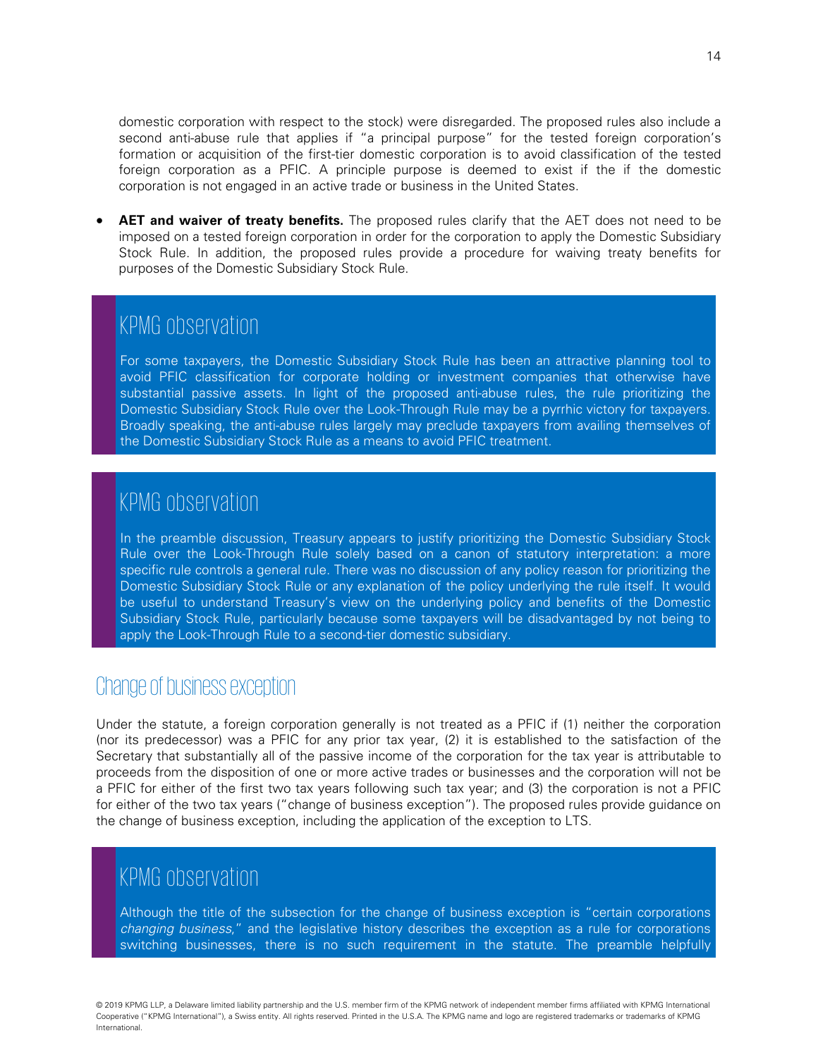domestic corporation with respect to the stock) were disregarded. The proposed rules also include a second anti-abuse rule that applies if "a principal purpose" for the tested foreign corporation's formation or acquisition of the first-tier domestic corporation is to avoid classification of the tested foreign corporation as a PFIC. A principle purpose is deemed to exist if the if the domestic corporation is not engaged in an active trade or business in the United States.

- **AET and waiver of treaty benefits.** The proposed rules clarify that the AET does not need to be imposed on a tested foreign corporation in order for the corporation to apply the Domestic Subsidiary Stock Rule. In addition, the proposed rules provide a procedure for waiving treaty benefits for purposes of the Domestic Subsidiary Stock Rule.

### KPMG observation

For some taxpayers, the Domestic Subsidiary Stock Rule has been an attractive planning tool to avoid PFIC classification for corporate holding or investment companies that otherwise have substantial passive assets. In light of the proposed anti-abuse rules, the rule prioritizing the Domestic Subsidiary Stock Rule over the Look-Through Rule may be a pyrrhic victory for taxpayers. Broadly speaking, the anti-abuse rules largely may preclude taxpayers from availing themselves of the Domestic Subsidiary Stock Rule as a means to avoid PFIC treatment.

### KPMG observation

In the preamble discussion, Treasury appears to justify prioritizing the Domestic Subsidiary Stock Rule over the Look-Through Rule solely based on a canon of statutory interpretation: a more specific rule controls a general rule. There was no discussion of any policy reason for prioritizing the Domestic Subsidiary Stock Rule or any explanation of the policy underlying the rule itself. It would be useful to understand Treasury's view on the underlying policy and benefits of the Domestic Subsidiary Stock Rule, particularly because some taxpayers will be disadvantaged by not being to apply the Look-Through Rule to a second-tier domestic subsidiary.

## Change of business exception

Under the statute, a foreign corporation generally is not treated as a PFIC if (1) neither the corporation (nor its predecessor) was a PFIC for any prior tax year, (2) it is established to the satisfaction of the Secretary that substantially all of the passive income of the corporation for the tax year is attributable to proceeds from the disposition of one or more active trades or businesses and the corporation will not be a PFIC for either of the first two tax years following such tax year; and (3) the corporation is not a PFIC for either of the two tax years ("change of business exception"). The proposed rules provide guidance on the change of business exception, including the application of the exception to LTS.

### KPMG observation

Although the title of the subsection for the change of business exception is "certain corporations *changing business*," and the legislative history describes the exception as a rule for corporations switching businesses, there is no such requirement in the statute. The preamble helpfully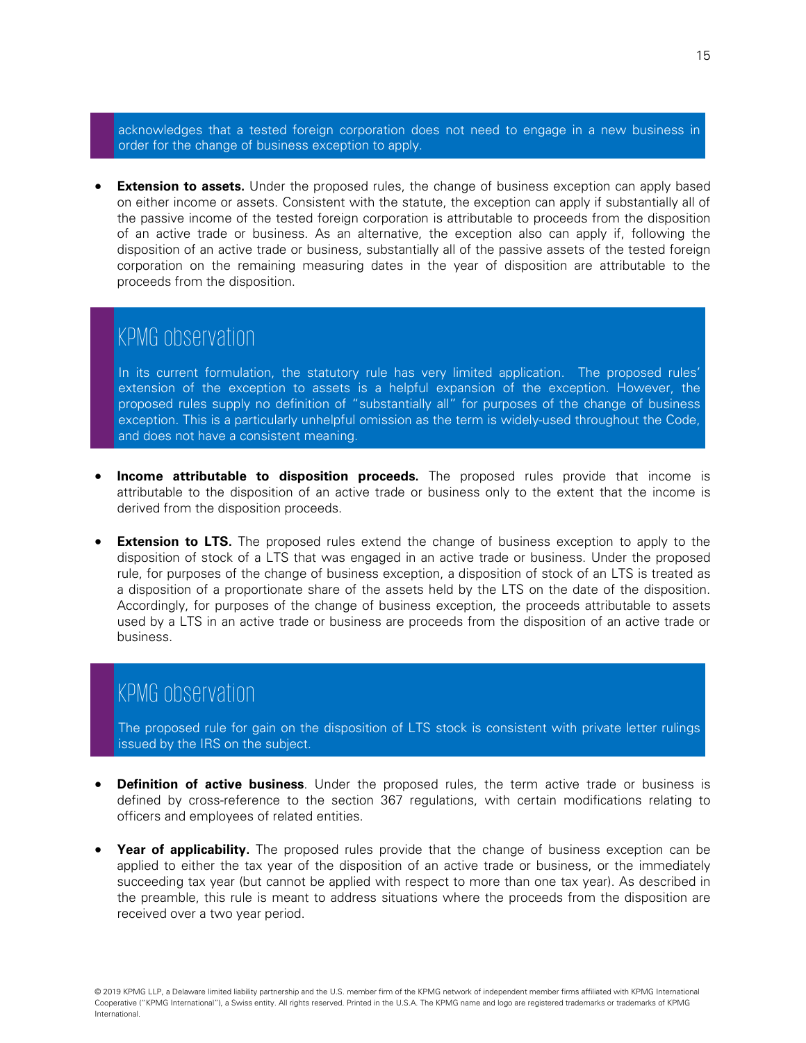acknowledges that a tested foreign corporation does not need to engage in a new business in order for the change of business exception to apply.

- **Extension to assets.** Under the proposed rules, the change of business exception can apply based on either income or assets. Consistent with the statute, the exception can apply if substantially all of the passive income of the tested foreign corporation is attributable to proceeds from the disposition of an active trade or business. As an alternative, the exception also can apply if, following the disposition of an active trade or business, substantially all of the passive assets of the tested foreign corporation on the remaining measuring dates in the year of disposition are attributable to the proceeds from the disposition.

## KPMG observation

In its current formulation, the statutory rule has very limited application. The proposed rules' extension of the exception to assets is a helpful expansion of the exception. However, the proposed rules supply no definition of "substantially all" for purposes of the change of business exception. This is a particularly unhelpful omission as the term is widely-used throughout the Code, and does not have a consistent meaning.

- **Income attributable to disposition proceeds.** The proposed rules provide that income is attributable to the disposition of an active trade or business only to the extent that the income is derived from the disposition proceeds.

- **Extension to LTS.** The proposed rules extend the change of business exception to apply to the disposition of stock of a LTS that was engaged in an active trade or business. Under the proposed rule, for purposes of the change of business exception, a disposition of stock of an LTS is treated as a disposition of a proportionate share of the assets held by the LTS on the date of the disposition. Accordingly, for purposes of the change of business exception, the proceeds attributable to assets used by a LTS in an active trade or business are proceeds from the disposition of an active trade or business.

## KPMG observation

The proposed rule for gain on the disposition of LTS stock is consistent with private letter rulings issued by the IRS on the subject.

- **Definition of active business**. Under the proposed rules, the term active trade or business is defined by cross-reference to the section 367 regulations, with certain modifications relating to officers and employees of related entities.

- **Year of applicability.** The proposed rules provide that the change of business exception can be applied to either the tax year of the disposition of an active trade or business, or the immediately succeeding tax year (but cannot be applied with respect to more than one tax year). As described in the preamble, this rule is meant to address situations where the proceeds from the disposition are received over a two year period.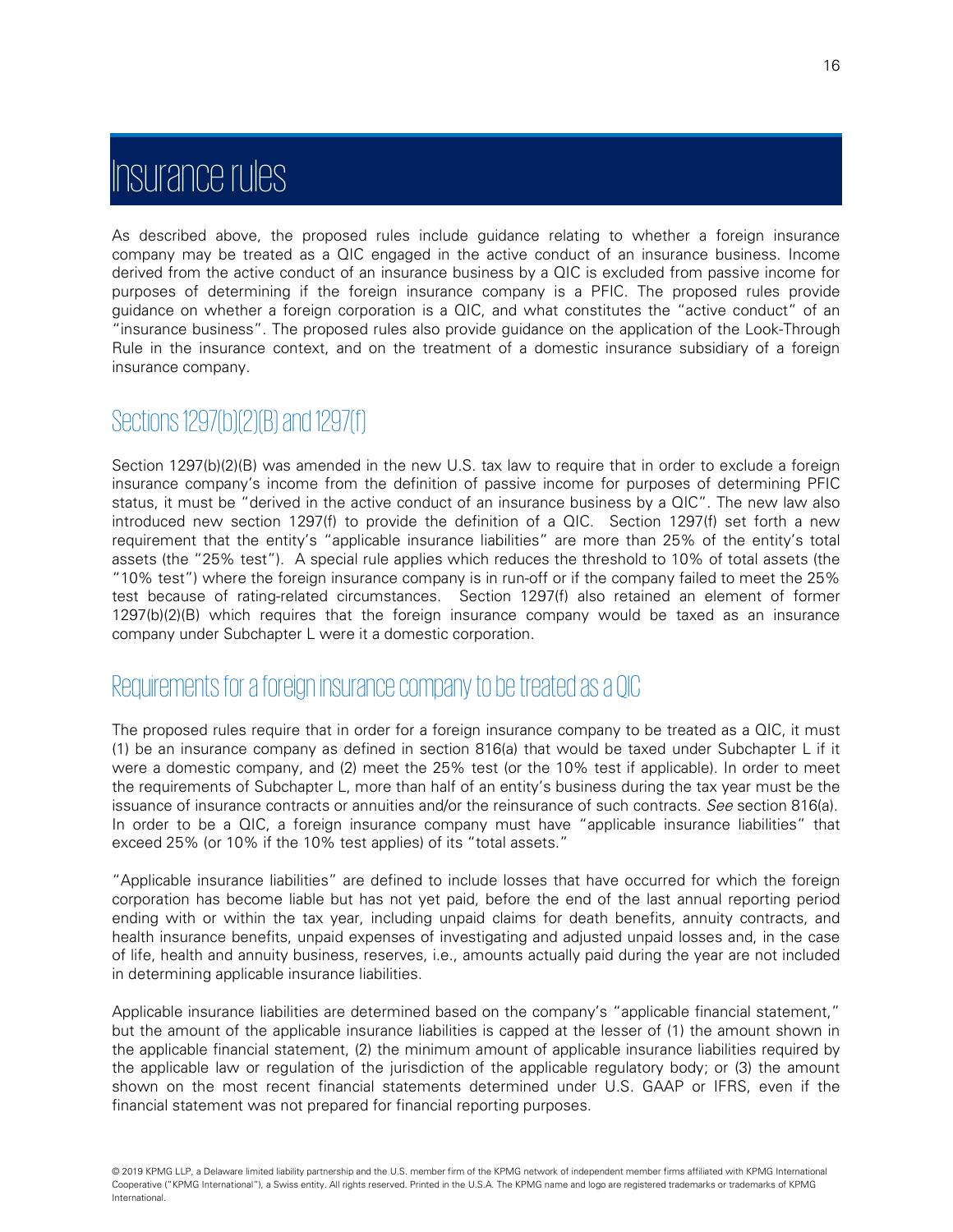# Insurance rules

As described above, the proposed rules include guidance relating to whether a foreign insurance company may be treated as a QIC engaged in the active conduct of an insurance business. Income derived from the active conduct of an insurance business by a QIC is excluded from passive income for purposes of determining if the foreign insurance company is a PFIC. The proposed rules provide guidance on whether a foreign corporation is a QIC, and what constitutes the "active conduct" of an "insurance business". The proposed rules also provide guidance on the application of the Look-Through Rule in the insurance context, and on the treatment of a domestic insurance subsidiary of a foreign insurance company.

## Sections 1297(b)(2)(B) and 1297(f)

Section 1297(b)(2)(B) was amended in the new U.S. tax law to require that in order to exclude a foreign insurance company's income from the definition of passive income for purposes of determining PFIC status, it must be "derived in the active conduct of an insurance business by a QIC". The new law also introduced new section 1297(f) to provide the definition of a QIC. Section 1297(f) set forth a new requirement that the entity's "applicable insurance liabilities" are more than 25% of the entity's total assets (the "25% test"). A special rule applies which reduces the threshold to 10% of total assets (the "10% test") where the foreign insurance company is in run-off or if the company failed to meet the 25% test because of rating-related circumstances. Section 1297(f) also retained an element of former 1297(b)(2)(B) which requires that the foreign insurance company would be taxed as an insurance company under Subchapter L were it a domestic corporation.

## Requirements for a foreign insurance company to be treated as a QIC

The proposed rules require that in order for a foreign insurance company to be treated as a QIC, it must (1) be an insurance company as defined in section 816(a) that would be taxed under Subchapter L if it were a domestic company, and (2) meet the 25% test (or the 10% test if applicable). In order to meet the requirements of Subchapter L, more than half of an entity's business during the tax year must be the issuance of insurance contracts or annuities and/or the reinsurance of such contracts. *See* section 816(a). In order to be a QIC, a foreign insurance company must have "applicable insurance liabilities" that exceed 25% (or 10% if the 10% test applies) of its "total assets."

"Applicable insurance liabilities" are defined to include losses that have occurred for which the foreign corporation has become liable but has not yet paid, before the end of the last annual reporting period ending with or within the tax year, including unpaid claims for death benefits, annuity contracts, and health insurance benefits, unpaid expenses of investigating and adjusted unpaid losses and, in the case of life, health and annuity business, reserves, i.e., amounts actually paid during the year are not included in determining applicable insurance liabilities.

Applicable insurance liabilities are determined based on the company's "applicable financial statement," but the amount of the applicable insurance liabilities is capped at the lesser of (1) the amount shown in the applicable financial statement, (2) the minimum amount of applicable insurance liabilities required by the applicable law or regulation of the jurisdiction of the applicable regulatory body; or (3) the amount shown on the most recent financial statements determined under U.S. GAAP or IFRS, even if the financial statement was not prepared for financial reporting purposes.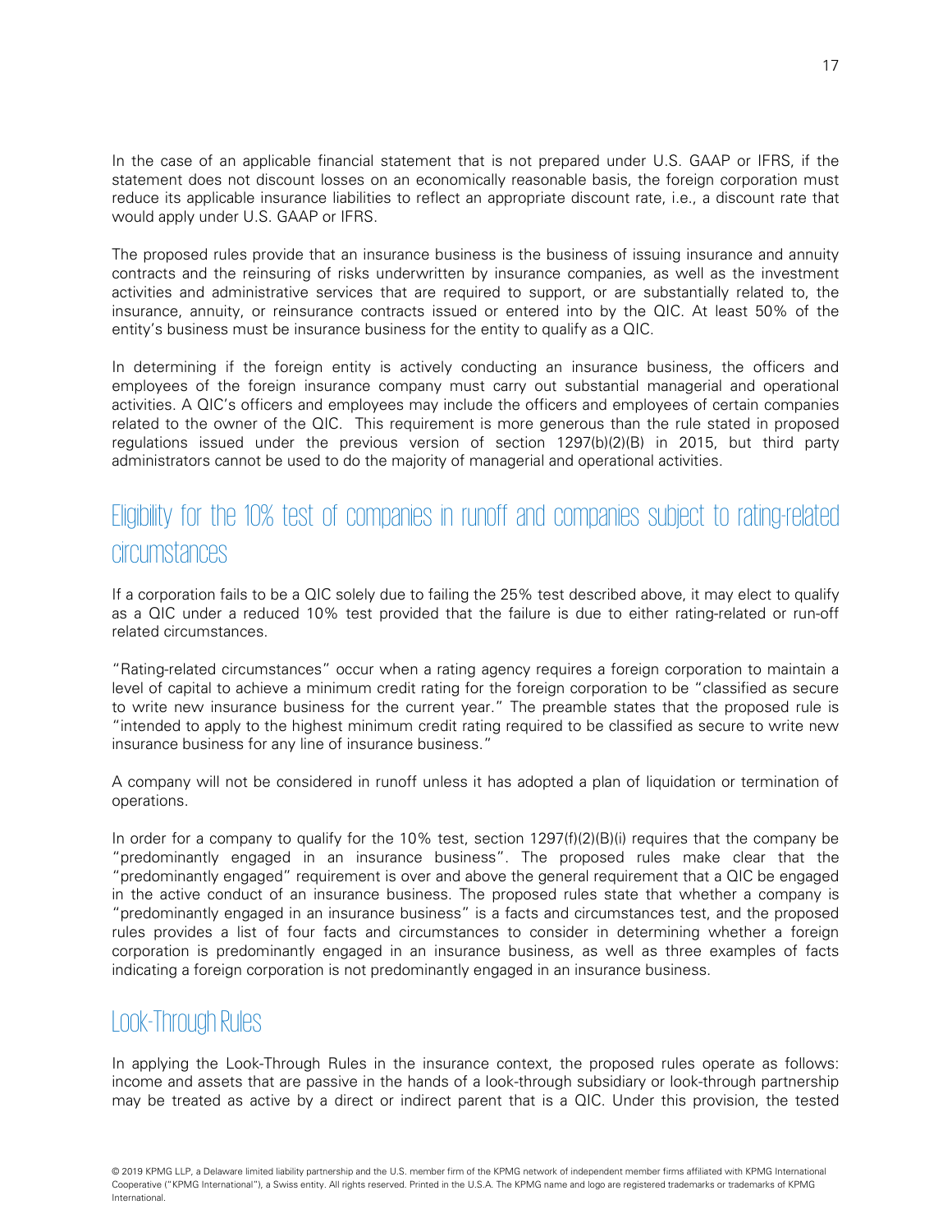In the case of an applicable financial statement that is not prepared under U.S. GAAP or IFRS, if the statement does not discount losses on an economically reasonable basis, the foreign corporation must reduce its applicable insurance liabilities to reflect an appropriate discount rate, i.e., a discount rate that would apply under U.S. GAAP or IFRS.

The proposed rules provide that an insurance business is the business of issuing insurance and annuity contracts and the reinsuring of risks underwritten by insurance companies, as well as the investment activities and administrative services that are required to support, or are substantially related to, the insurance, annuity, or reinsurance contracts issued or entered into by the QIC. At least 50% of the entity's business must be insurance business for the entity to qualify as a QIC.

In determining if the foreign entity is actively conducting an insurance business, the officers and employees of the foreign insurance company must carry out substantial managerial and operational activities. A QIC's officers and employees may include the officers and employees of certain companies related to the owner of the QIC. This requirement is more generous than the rule stated in proposed regulations issued under the previous version of section 1297(b)(2)(B) in 2015, but third party administrators cannot be used to do the majority of managerial and operational activities.

## Eligibility for the 10% test of companies in runoff and companies subject to rating-related circumstances

If a corporation fails to be a QIC solely due to failing the 25% test described above, it may elect to qualify as a QIC under a reduced 10% test provided that the failure is due to either rating-related or run-off related circumstances.

"Rating-related circumstances" occur when a rating agency requires a foreign corporation to maintain a level of capital to achieve a minimum credit rating for the foreign corporation to be "classified as secure to write new insurance business for the current year." The preamble states that the proposed rule is "intended to apply to the highest minimum credit rating required to be classified as secure to write new insurance business for any line of insurance business."

A company will not be considered in runoff unless it has adopted a plan of liquidation or termination of operations.

In order for a company to qualify for the 10% test, section 1297(f)(2)(B)(i) requires that the company be "predominantly engaged in an insurance business". The proposed rules make clear that the "predominantly engaged" requirement is over and above the general requirement that a QIC be engaged in the active conduct of an insurance business. The proposed rules state that whether a company is "predominantly engaged in an insurance business" is a facts and circumstances test, and the proposed rules provides a list of four facts and circumstances to consider in determining whether a foreign corporation is predominantly engaged in an insurance business, as well as three examples of facts indicating a foreign corporation is not predominantly engaged in an insurance business.

## Look-Through Rules

In applying the Look-Through Rules in the insurance context, the proposed rules operate as follows: income and assets that are passive in the hands of a look-through subsidiary or look-through partnership may be treated as active by a direct or indirect parent that is a QIC. Under this provision, the tested

© 2019 KPMG LLP, a Delaware limited liability partnership and the U.S. member firm of the KPMG network of independent member firms affiliated with KPMG International Cooperative ("KPMG International"), a Swiss entity. All rights reserved. Printed in the U.S.A. The KPMG name and logo are registered trademarks or trademarks of KPMG International.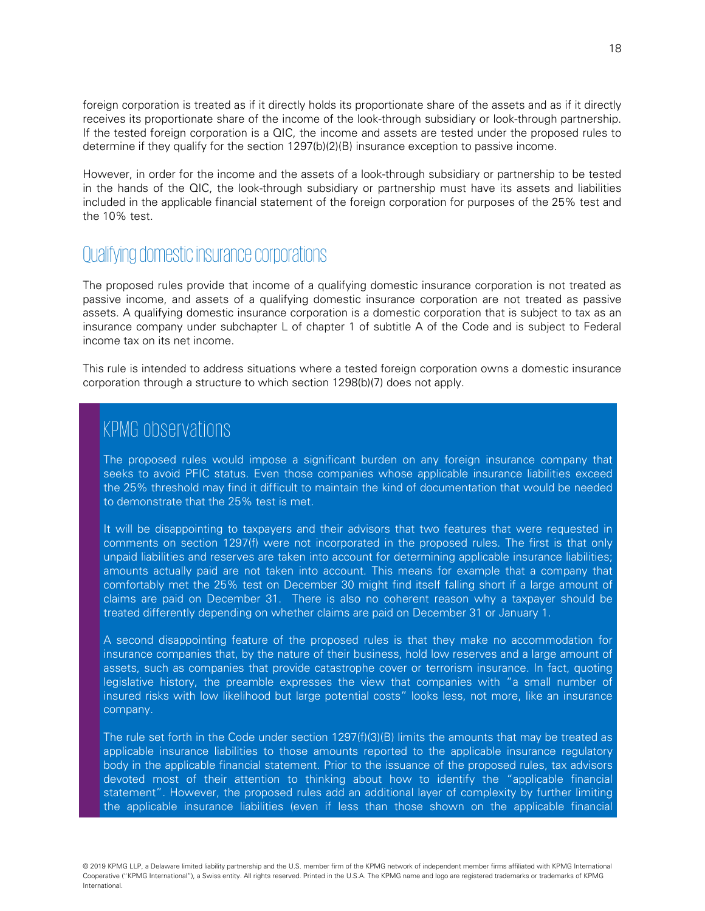foreign corporation is treated as if it directly holds its proportionate share of the assets and as if it directly receives its proportionate share of the income of the look-through subsidiary or look-through partnership. If the tested foreign corporation is a QIC, the income and assets are tested under the proposed rules to determine if they qualify for the section 1297(b)(2)(B) insurance exception to passive income.

However, in order for the income and the assets of a look-through subsidiary or partnership to be tested in the hands of the QIC, the look-through subsidiary or partnership must have its assets and liabilities included in the applicable financial statement of the foreign corporation for purposes of the 25% test and the 10% test.

## Qualifying domestic insurance corporations

The proposed rules provide that income of a qualifying domestic insurance corporation is not treated as passive income, and assets of a qualifying domestic insurance corporation are not treated as passive assets. A qualifying domestic insurance corporation is a domestic corporation that is subject to tax as an insurance company under subchapter L of chapter 1 of subtitle A of the Code and is subject to Federal income tax on its net income.

This rule is intended to address situations where a tested foreign corporation owns a domestic insurance corporation through a structure to which section 1298(b)(7) does not apply.

## KPMG observations

The proposed rules would impose a significant burden on any foreign insurance company that seeks to avoid PFIC status. Even those companies whose applicable insurance liabilities exceed the 25% threshold may find it difficult to maintain the kind of documentation that would be needed to demonstrate that the 25% test is met.

It will be disappointing to taxpayers and their advisors that two features that were requested in comments on section 1297(f) were not incorporated in the proposed rules. The first is that only unpaid liabilities and reserves are taken into account for determining applicable insurance liabilities; amounts actually paid are not taken into account. This means for example that a company that comfortably met the 25% test on December 30 might find itself falling short if a large amount of claims are paid on December 31. There is also no coherent reason why a taxpayer should be treated differently depending on whether claims are paid on December 31 or January 1.

A second disappointing feature of the proposed rules is that they make no accommodation for insurance companies that, by the nature of their business, hold low reserves and a large amount of assets, such as companies that provide catastrophe cover or terrorism insurance. In fact, quoting legislative history, the preamble expresses the view that companies with "a small number of insured risks with low likelihood but large potential costs" looks less, not more, like an insurance company.

The rule set forth in the Code under section 1297(f)(3)(B) limits the amounts that may be treated as applicable insurance liabilities to those amounts reported to the applicable insurance regulatory body in the applicable financial statement. Prior to the issuance of the proposed rules, tax advisors devoted most of their attention to thinking about how to identify the "applicable financial statement". However, the proposed rules add an additional layer of complexity by further limiting the applicable insurance liabilities (even if less than those shown on the applicable financial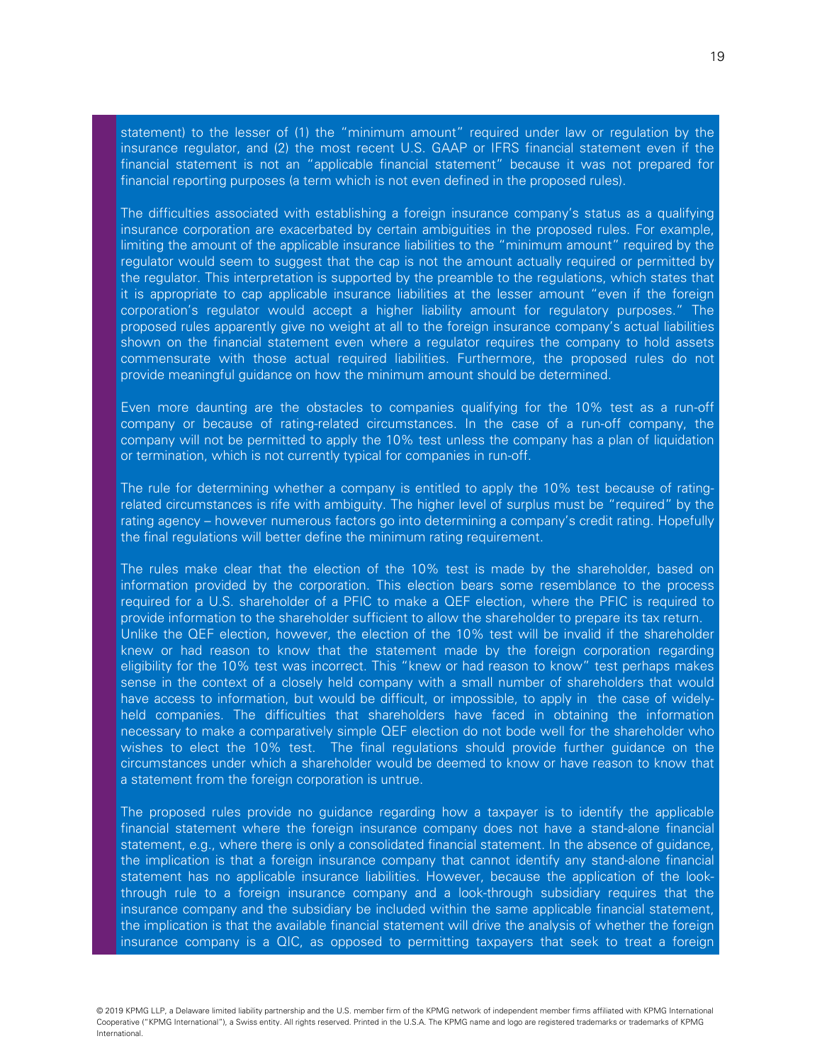statement) to the lesser of (1) the "minimum amount" required under law or regulation by the insurance regulator, and (2) the most recent U.S. GAAP or IFRS financial statement even if the financial statement is not an "applicable financial statement" because it was not prepared for financial reporting purposes (a term which is not even defined in the proposed rules).

The difficulties associated with establishing a foreign insurance company's status as a qualifying insurance corporation are exacerbated by certain ambiguities in the proposed rules. For example, limiting the amount of the applicable insurance liabilities to the "minimum amount" required by the regulator would seem to suggest that the cap is not the amount actually required or permitted by the regulator. This interpretation is supported by the preamble to the regulations, which states that it is appropriate to cap applicable insurance liabilities at the lesser amount "even if the foreign corporation's regulator would accept a higher liability amount for regulatory purposes." The proposed rules apparently give no weight at all to the foreign insurance company's actual liabilities shown on the financial statement even where a regulator requires the company to hold assets commensurate with those actual required liabilities. Furthermore, the proposed rules do not provide meaningful guidance on how the minimum amount should be determined.

Even more daunting are the obstacles to companies qualifying for the 10% test as a run-off company or because of rating-related circumstances. In the case of a run-off company, the company will not be permitted to apply the 10% test unless the company has a plan of liquidation or termination, which is not currently typical for companies in run-off.

The rule for determining whether a company is entitled to apply the 10% test because of rating-related circumstances is rife with ambiguity. The higher level of surplus must be "required" by the rating agency – however numerous factors go into determining a company's credit rating. Hopefully the final regulations will better define the minimum rating requirement.

The rules make clear that the election of the 10% test is made by the shareholder, based on information provided by the corporation. This election bears some resemblance to the process required for a U.S. shareholder of a PFIC to make a QEF election, where the PFIC is required to provide information to the shareholder sufficient to allow the shareholder to prepare its tax return. Unlike the QEF election, however, the election of the 10% test will be invalid if the shareholder knew or had reason to know that the statement made by the foreign corporation regarding eligibility for the 10% test was incorrect. This "knew or had reason to know" test perhaps makes sense in the context of a closely held company with a small number of shareholders that would have access to information, but would be difficult, or impossible, to apply in the case of widely-held companies. The difficulties that shareholders have faced in obtaining the information necessary to make a comparatively simple QEF election do not bode well for the shareholder who wishes to elect the 10% test. The final regulations should provide further guidance on the circumstances under which a shareholder would be deemed to know or have reason to know that a statement from the foreign corporation is untrue.

The proposed rules provide no guidance regarding how a taxpayer is to identify the applicable financial statement where the foreign insurance company does not have a stand-alone financial statement, e.g., where there is only a consolidated financial statement. In the absence of guidance, the implication is that a foreign insurance company that cannot identify any stand-alone financial statement has no applicable insurance liabilities. However, because the application of the look-through rule to a foreign insurance company and a look-through subsidiary requires that the insurance company and the subsidiary be included within the same applicable financial statement, the implication is that the available financial statement will drive the analysis of whether the foreign insurance company is a QIC, as opposed to permitting taxpayers that seek to treat a foreign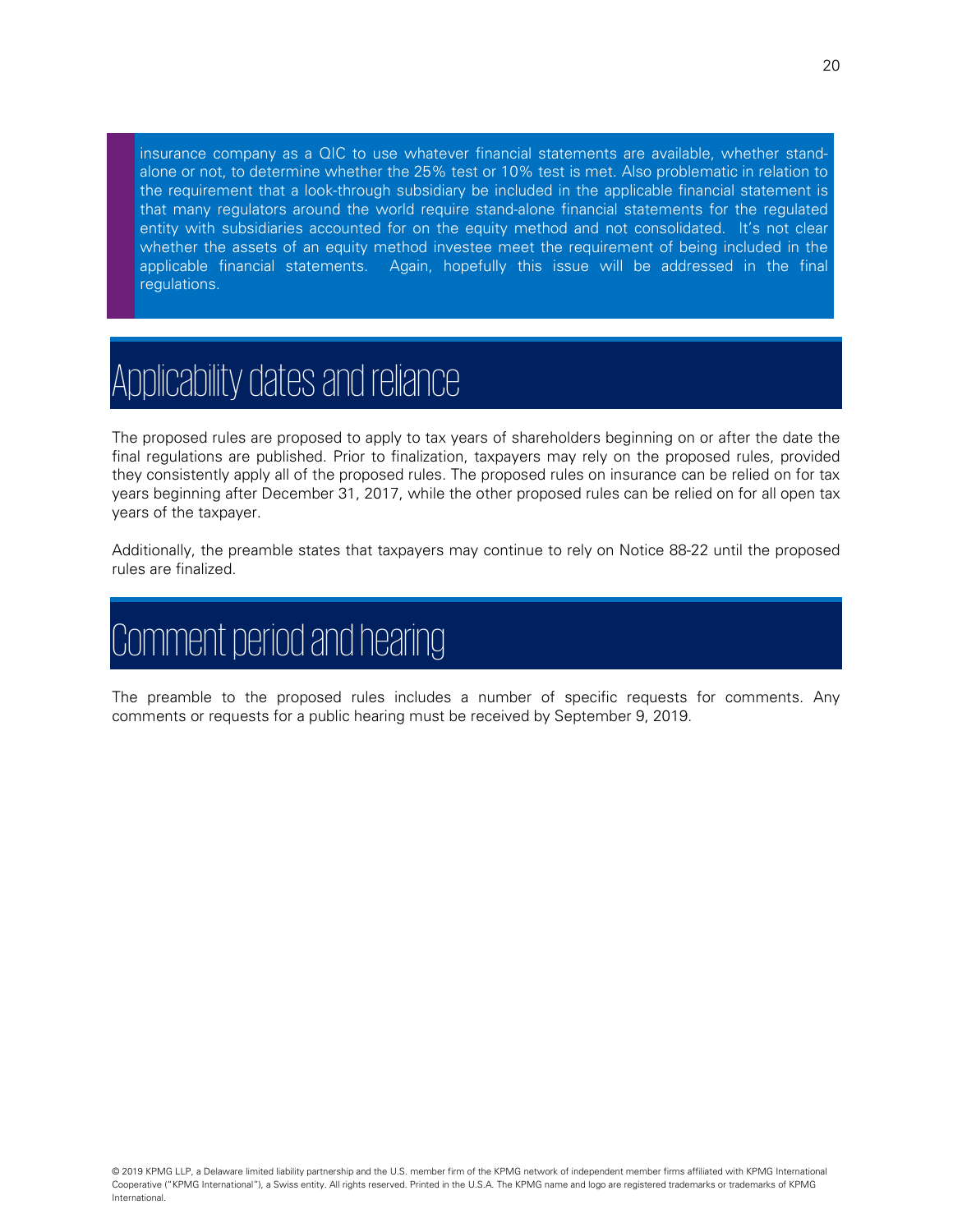insurance company as a QIC to use whatever financial statements are available, whether stand-alone or not, to determine whether the 25% test or 10% test is met. Also problematic in relation to the requirement that a look-through subsidiary be included in the applicable financial statement is that many regulators around the world require stand-alone financial statements for the regulated entity with subsidiaries accounted for on the equity method and not consolidated. It's not clear whether the assets of an equity method investee meet the requirement of being included in the applicable financial statements. Again, hopefully this issue will be addressed in the final regulations.

# Applicability dates and reliance

The proposed rules are proposed to apply to tax years of shareholders beginning on or after the date the final regulations are published. Prior to finalization, taxpayers may rely on the proposed rules, provided they consistently apply all of the proposed rules. The proposed rules on insurance can be relied on for tax years beginning after December 31, 2017, while the other proposed rules can be relied on for all open tax years of the taxpayer.

Additionally, the preamble states that taxpayers may continue to rely on Notice 88-22 until the proposed rules are finalized.

# Comment period and hearing

The preamble to the proposed rules includes a number of specific requests for comments. Any comments or requests for a public hearing must be received by September 9, 2019.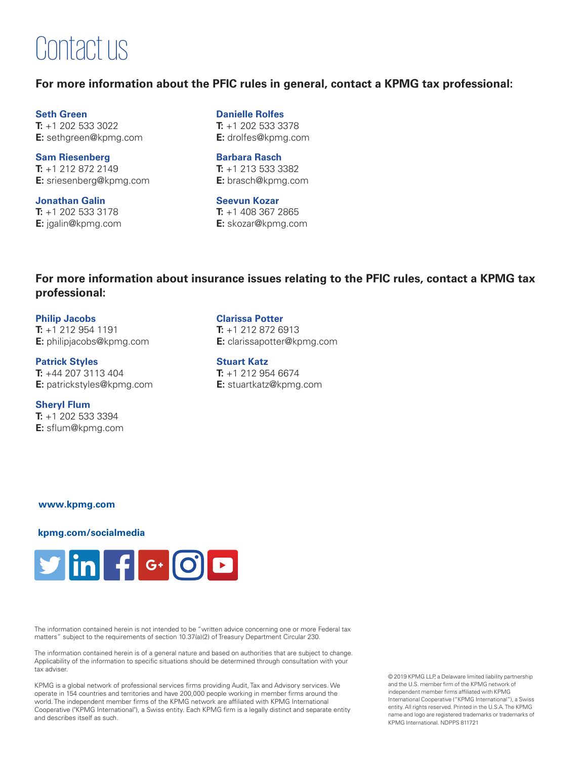# Contact us

**For more information about the PFIC rules in general, contact a KPMG tax professional:**

**Seth Green**
**T:** +1 202 533 3022
**E:** sethgreen@kpmg.com

**Sam Riesenberg**
**T:** +1 212 872 2149
**E:** sriesenberg@kpmg.com

**Jonathan Galin**
**T:** +1 202 533 3178
**E:** jgalin@kpmg.com

**Danielle Rolfes**
**T:** +1 202 533 3378
**E:** drolfes@kpmg.com

**Barbara Rasch**
**T:** +1 213 533 3382
**E:** brasch@kpmg.com

**Seevun Kozar**
**T:** +1 408 367 2865
**E:** skozar@kpmg.com

**For more information about insurance issues relating to the PFIC rules, contact a KPMG tax professional:**

**Philip Jacobs**
**T:** +1 212 954 1191
**E:** philipjacobs@kpmg.com

**Patrick Styles**
**T:** +44 207 3113 404
**E:** patrickstyles@kpmg.com

**Sheryl Flum**
**T:** +1 202 533 3394
**E:** sflum@kpmg.com

**Clarissa Potter**
**T:** +1 212 872 6913
**E:** clarissapotter@kpmg.com

**Stuart Katz**
**T:** +1 212 954 6674
**E:** stuartkatz@kpmg.com

**www.kpmg.com**

**kpmg.com/socialmedia**

The information contained herein is not intended to be "written advice concerning one or more Federal tax matters" subject to the requirements of section 10.37(a)(2) of Treasury Department Circular 230.

The information contained herein is of a general nature and based on authorities that are subject to change. Applicability of the information to specific situations should be determined through consultation with your tax adviser.

KPMG is a global network of professional services firms providing Audit, Tax and Advisory services. We operate in 154 countries and territories and have 200,000 people working in member firms around the world. The independent member firms of the KPMG network are affiliated with KPMG International Cooperative ("KPMG International"), a Swiss entity. Each KPMG firm is a legally distinct and separate entity and describes itself as such.

© 2019 KPMG LLP, a Delaware limited liability partnership and the U.S. member firm of the KPMG network of independent member firms affiliated with KPMG International Cooperative ("KPMG International"), a Swiss entity. All rights reserved. Printed in the U.S.A. The KPMG name and logo are registered trademarks or trademarks of KPMG International. NDPPS 811721